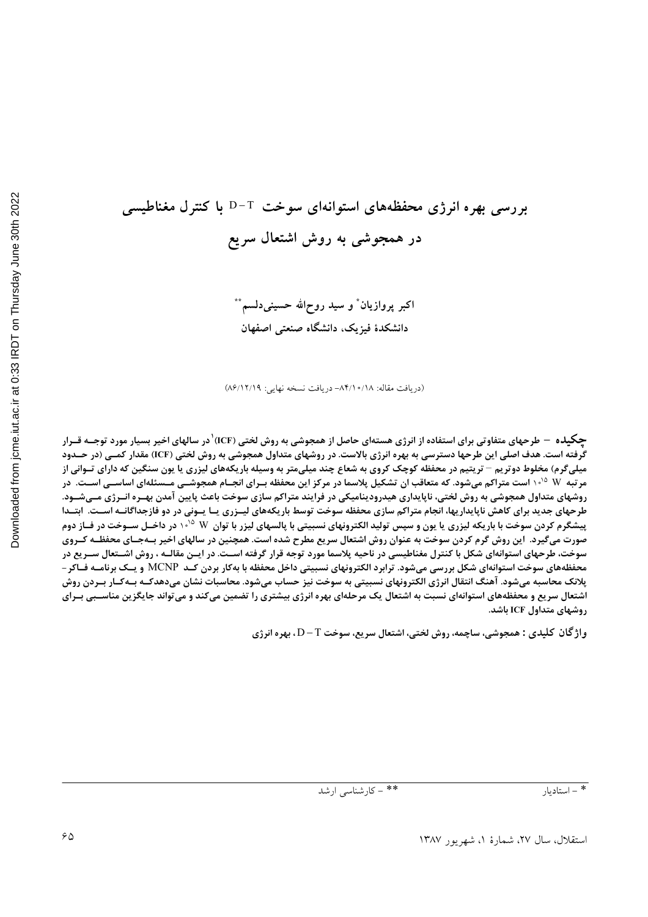# بررسی بهره انرژی محفظه‌های استوانه‌ای سوخت D-T با کنترل مغناطیسی در همجوشی به روش اشتعال سریع

اکبر پروازیان* و سید روح‌الله حسینی‌دلسم**

دانشکدهٔ فیزیک، دانشگاه صنعتی اصفهان

(دریافت مقاله: ۸۴/۱۰/۱۸ - دریافت نسخه نهایی: ۸۶/۱۲/۱۹)

**چکیده** – طرحهای متفاوتی برای استفاده از انرژی هسته‌ای حاصل از همجوشی به روش لختی (ICF)[1] در سالهای اخیر بسیار مورد توجه قرار گرفته است. هدف اصلی این طرحها دسترسی به بهره انرژی بالاست. در روشهای متداول همجوشی به روش لختی (ICF) مقدار کمی (در حدود میلی‌گرم) مخلوط دوتریم – تریتیم در محفظه کوچک کروی به شعاع چند میلی‌متر به وسیله باریکه‌های لیزری یا یون سنگین که دارای توانی از مرتبه $10^{15}$ W است متراکم می‌شود. که متعاقب ان تشکیل پلاسما در مرکز این محفظه برای انجام همجوشی مسئله‌ای اساسی است. در روشهای متداول همجوشی به روش لختی، ناپایداری هیدرودینامیکی در فرایند متراکم سازی سوخت باعث پایین آمدن بهره انرژی می‌شود. طرحهای جدید برای کاهش ناپایداریها، انجام متراکم سازی محفظه سوخت توسط باریکه‌های لیزری یا یونی در دو فازجداگانه است. ابتدا پیشگرم کردن سوخت با باریکه لیزری یا یون و سپس تولید الکترونهای نسبیتی با پالسهای لیزر با توان $10^{15}$ W در داخل سوخت در فاز دوم صورت می‌گیرد. این روش گرم کردن سوخت به عنوان روش اشتعال سریع مطرح شده است. همچنین در سالهای اخیر به‌جای محفظه کروی سوخت، طرحهای استوانه‌ای شکل با کنترل مغناطیسی در ناحیه پلاسما مورد توجه قرار گرفته است. در این مقاله، روش اشتعال سریع در محفظه‌های سوخت استوانه‌ای شکل بررسی می‌شود. ترابرد الکترونهای نسبیتی داخل محفظه با به‌کار بردن کد MCNP و یک برنامه فاکر-پلانک محاسبه می‌شود. آهنگ انتقال انرژی الکترونهای نسبیتی به سوخت نیز حساب می‌شود. محاسبات نشان می‌دهدکه به‌کار بردن روش اشتعال سریع و محفظه‌های استوانه‌ای نسبت به اشتعال یک مرحله‌ای بهره انرژی بیشتری را تضمین می‌کند و می‌تواند جایگزین مناسبی برای روشهای متداول ICF باشد.

**واژگان کلیدی :** همجوشی، ساچمه، روش لختی، اشتعال سریع، سوخت D – T، بهره انرژی

---

* – استادیار ** – کارشناسی ارشد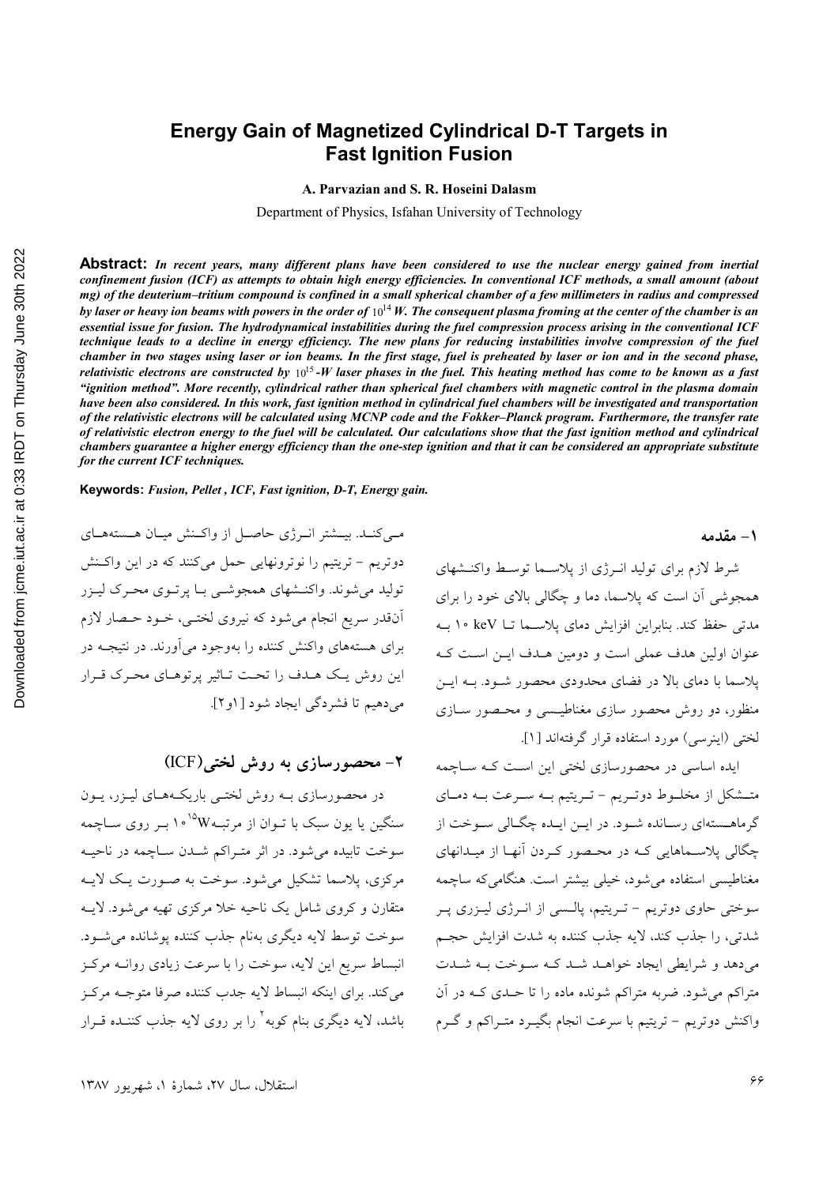# Energy Gain of Magnetized Cylindrical D-T Targets in Fast Ignition Fusion

**A. Parvazian and S. R. Hoseini Dalasm**

Department of Physics, Isfahan University of Technology

**Abstract:** *In recent years, many different plans have been considered to use the nuclear energy gained from inertial confinement fusion (ICF) as attempts to obtain high energy efficiencies. In conventional ICF methods, a small amount (about mg) of the deuterium–tritium compound is confined in a small spherical chamber of a few millimeters in radius and compressed by laser or heavy ion beams with powers in the order of* $10^{14}$ *W. The consequent plasma froming at the center of the chamber is an essential issue for fusion. The hydrodynamical instabilities during the fuel compression process arising in the conventional ICF technique leads to a decline in energy efficiency. The new plans for reducing instabilities involve compression of the fuel chamber in two stages using laser or ion beams. In the first stage, fuel is preheated by laser or ion and in the second phase, relativistic electrons are constructed by* $10^{15}$*-W laser phases in the fuel. This heating method has come to be known as a fast "ignition method". More recently, cylindrical rather than spherical fuel chambers with magnetic control in the plasma domain have been also considered. In this work, fast ignition method in cylindrical fuel chambers will be investigated and transportation of the relativistic electrons will be calculated using MCNP code and the Fokker–Planck program. Furthermore, the transfer rate of relativistic electron energy to the fuel will be calculated. Our calculations show that the fast ignition method and cylindrical chambers guarantee a higher energy efficiency than the one-step ignition and that it can be considered an appropriate substitute for the current ICF techniques.*

**Keywords:** *Fusion, Pellet , ICF, Fast ignition, D-T, Energy gain.*

## ۱- مقدمه

شرط لازم برای تولید انرژی از پلاسما توسط واکنشهای همجوشی آن است که پلاسما، دما و چگالی بالای خود را برای مدتی حفظ کند. بنابراین افزایش دمای پلاسما تا ۱۰ keV به عنوان اولین هدف عملی است و دومین هدف این است که پلاسما با دمای بالا در فضای محدودی محصور شود. به این منظور، دو روش محصور سازی مغناطیسی و محصور سازی لختی (اینرسی) مورد استفاده قرار گرفته‌اند [۱].

ایده اساسی در محصورسازی لختی این است که ساچمه متشکل از مخلوط دوتریم - تریتیم به سرعت به دمای گرماهسته‌ای رسانده شود. در این ایده چگالی سوخت از چگالی پلاسماهایی که در محصور کردن آنها از میدانهای مغناطیسی استفاده میشود، خیلی بیشتر است. هنگامی‌که ساچمه سوختی حاوی دوتریم - تریتیم، پالسی از انرژی لیزری پر شدتی، را جذب کند، لایه جذب کننده به شدت افزایش حجم میدهد و شرایطی ایجاد خواهد شد که سوخت به شدت متراکم میشود. ضربه متراکم شونده ماده را تا حدی که در آن واکنش دوتریم - تریتیم با سرعت انجام بگیرد متراکم و گرم میکند. بیشتر انرژی حاصل از واکنش میان هسته‌های دوتریم - تریتیم را نوترونهایی حمل میکنند که در این واکنش تولید میشوند. واکنشهای همجوشی با پرتوی محرک لیزر آنقدر سریع انجام میشود که نیروی لختی، خود حصار لازم برای هسته‌های واکنش کننده را به‌وجود می‌آورند. در نتیجه در این روش یک هدف را تحت تاثیر پرتوهای محرک قرار میدهیم تا فشردگی ایجاد شود [۱و۲].

## ۲- محصورسازی به روش لختی(ICF)

در محصورسازی به روش لختی باریکه‌های لیزر، یون سنگین یا یون سبک با توان از مرتبه $10^{15}$W بر روی ساچمه سوخت تابیده میشود. در اثر متراکم شدن ساچمه در ناحیه مرکزی، پلاسما تشکیل میشود. سوخت به صورت یک لایه متقارن و کروی شامل یک ناحیه خلا مرکزی تهیه میشود. لایه سوخت توسط لایه دیگری به‌نام جذب کننده پوشانده میشود. انبساط سریع این لایه، سوخت را با سرعت زیادی روانه مرکز میکند. برای اینکه انبساط لایه جذب کننده صرفا متوجه مرکز باشد، لایه دیگری بنام کوبه[۲] را بر روی لایه جذب کننده قرار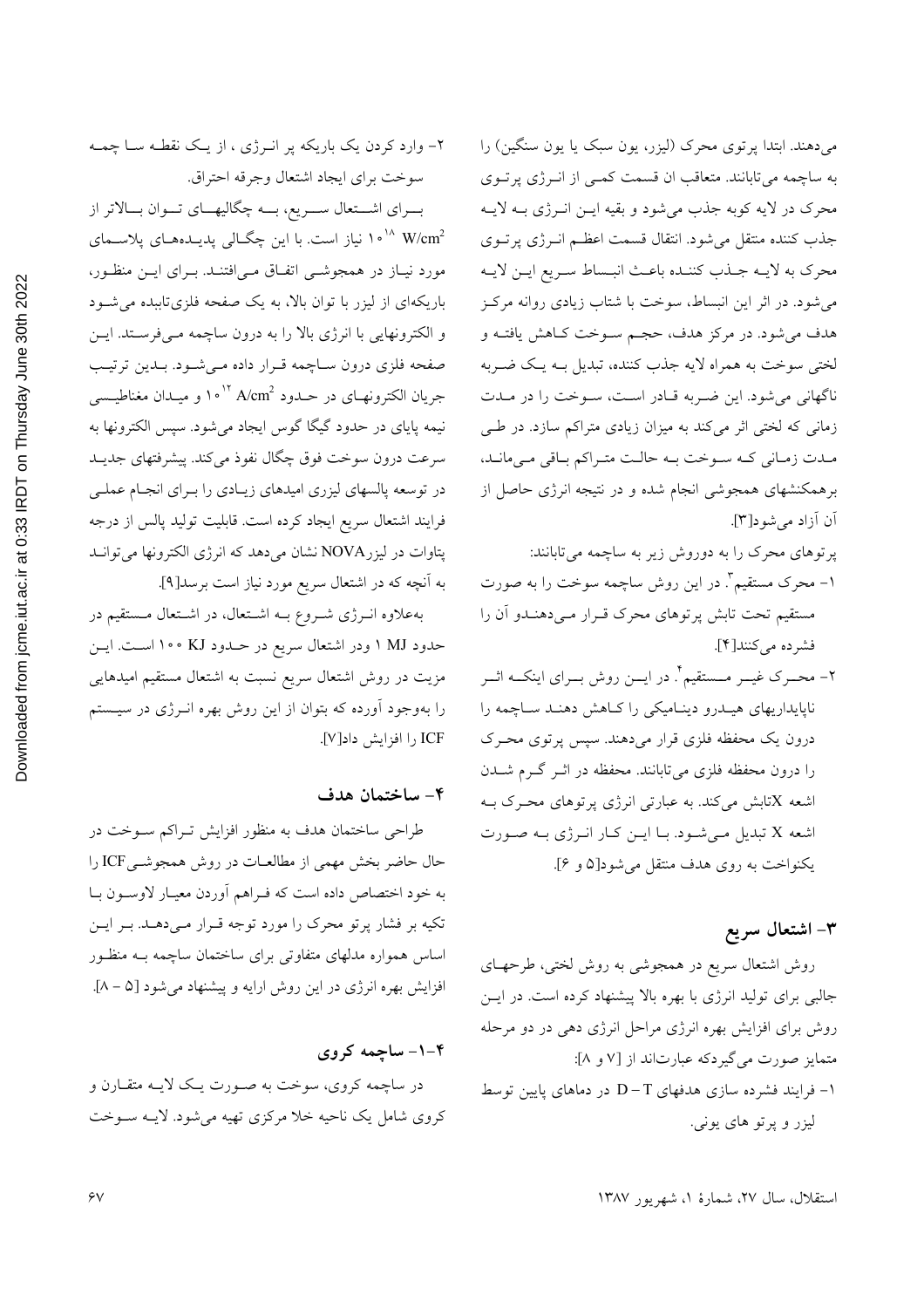می‌دهند. ابتدا پرتوی محرک (لیزر، یون سبک یا یون سنگین) را به ساچمه می‌تابانند. متعاقب ان قسمت کمی از انرژی پرتوی محرک در لایه کوبه جذب می‌شود و بقیه این انرژی به لایه جذب کننده منتقل می‌شود. انتقال قسمت اعظم انرژی پرتوی محرک به لایه جذب کننده باعث انبساط سریع این لایه می‌شود. در اثر این انبساط، سوخت با شتاب زیادی روانه مرکز هدف می‌شود. در مرکز هدف، حجم سوخت کاهش یافته و لختی سوخت به همراه لایه جذب کننده، تبدیل به یک ضربه ناگهانی می‌شود. این ضربه قادر است، سوخت را در مدت زمانی که لختی اثر می‌کند به میزان زیادی متراکم سازد. در طی مدت زمانی که سوخت به حالت متراکم باقی می‌ماند، برهمکنشهای همجوشی انجام شده و در نتیجه انرژی حاصل از آن آزاد می‌شود[۳].

پرتوهای محرک را به دوروش زیر به ساچمه می‌تابانند:

۱- محرک مستقیم[۳]. در این روش ساچمه سوخت را به صورت مستقیم تحت تابش پرتوهای محرک قرار می‌دهندو آن را فشرده می‌کنند[۴].

۲- محرک غیر مستقیم[۴]. در این روش برای اینکه اثر ناپایداریهای هیدرو دینامیکی را کاهش دهند ساچمه را درون یک محفظه فلزی قرار می‌دهند. سپس پرتوی محرک را درون محفظه فلزی می‌تابانند. محفظه در اثر گرم شدن اشعه Xتابش می‌کند. به عبارتی انرژی پرتوهای محرک به اشعه X تبدیل می‌شود. با این کار انرژی به صورت یکنواخت به روی هدف منتقل می‌شود[۵ و ۶].

## ۳- اشتعال سریع

روش اشتعال سریع در همجوشی به روش لختی، طرحهای جالبی برای تولید انرژی با بهره بالا پیشنهاد کرده است. در این روش برای افزایش بهره انرژی مراحل انرژی دهی در دو مرحله متمایز صورت می‌گیردکه عبارت‌اند از [۷ و ۸]:

۱- فرایند فشرده سازی هدفهای $D-T$ در دماهای پایین توسط لیزر و پرتو های یونی.

۲- وارد کردن یک باریکه پر انرژی ، از یک نقطه سا چمه سوخت برای ایجاد اشتعال وجرقه احتراق.

برای اشتعال سریع، به چگالیهای توان بالاتر از $10^{18}$ $W/cm^2$ نیاز است. با این چگالی پدیده‌های پلاسمای مورد نیاز در همجوشی اتفاق می‌افتند. برای این منظور، باریکه‌ای از لیزر با توان بالا، به یک صفحه فلزی‌تابیده می‌شود و الکترونهایی با انرژی بالا را به درون ساچمه می‌فرستد. این صفحه فلزی درون ساچمه قرار داده می‌شود. بدین ترتیب جریان الکترونهای در حدود $10^{12}$ $A/cm^2$ و میدان مغناطیسی نیمه پایای در حدود گیگا گوس ایجاد می‌شود. سپس الکترونها به سرعت درون سوخت فوق چگال نفوذ می‌کند. پیشرفتهای جدید در توسعه پالسهای لیزری امیدهای زیادی را برای انجام عملی فرایند اشتعال سریع ایجاد کرده است. قابلیت تولید پالس از درجه پتاوات در لیزرNOVA نشان می‌دهد که انرژی الکترونها می‌توانند به آنچه که در اشتعال سریع مورد نیاز است برسد[۹].

به‌علاوه انرژی شروع به اشتعال، در اشتعال مستقیم در حدود ۱ MJ ودر اشتعال سریع در حدود ۱۰۰ KJ است. این مزیت در روش اشتعال سریع نسبت به اشتعال مستقیم امیدهایی را به‌وجود آورده که بتوان از این روش بهره انرژی در سیستم ICF را افزایش داد[۷].

## ۴- ساختمان هدف

طراحی ساختمان هدف به منظور افزایش تراکم سوخت در حال حاضر بخش مهمی از مطالعات در روش همجوشیICF را به خود اختصاص داده است که فراهم آوردن معیار لاوسون با تکیه بر فشار پرتو محرک را مورد توجه قرار می‌دهد. بر این اساس همواره مدلهای متفاوتی برای ساختمان ساچمه به منظور افزایش بهره انرژی در این روش ارایه و پیشنهاد می‌شود [۵ - ۸].

### ۴-۱- ساچمه کروی

در ساچمه کروی، سوخت به صورت یک لایه متقارن و کروی شامل یک ناحیه خلا مرکزی تهیه می‌شود. لایه سوخت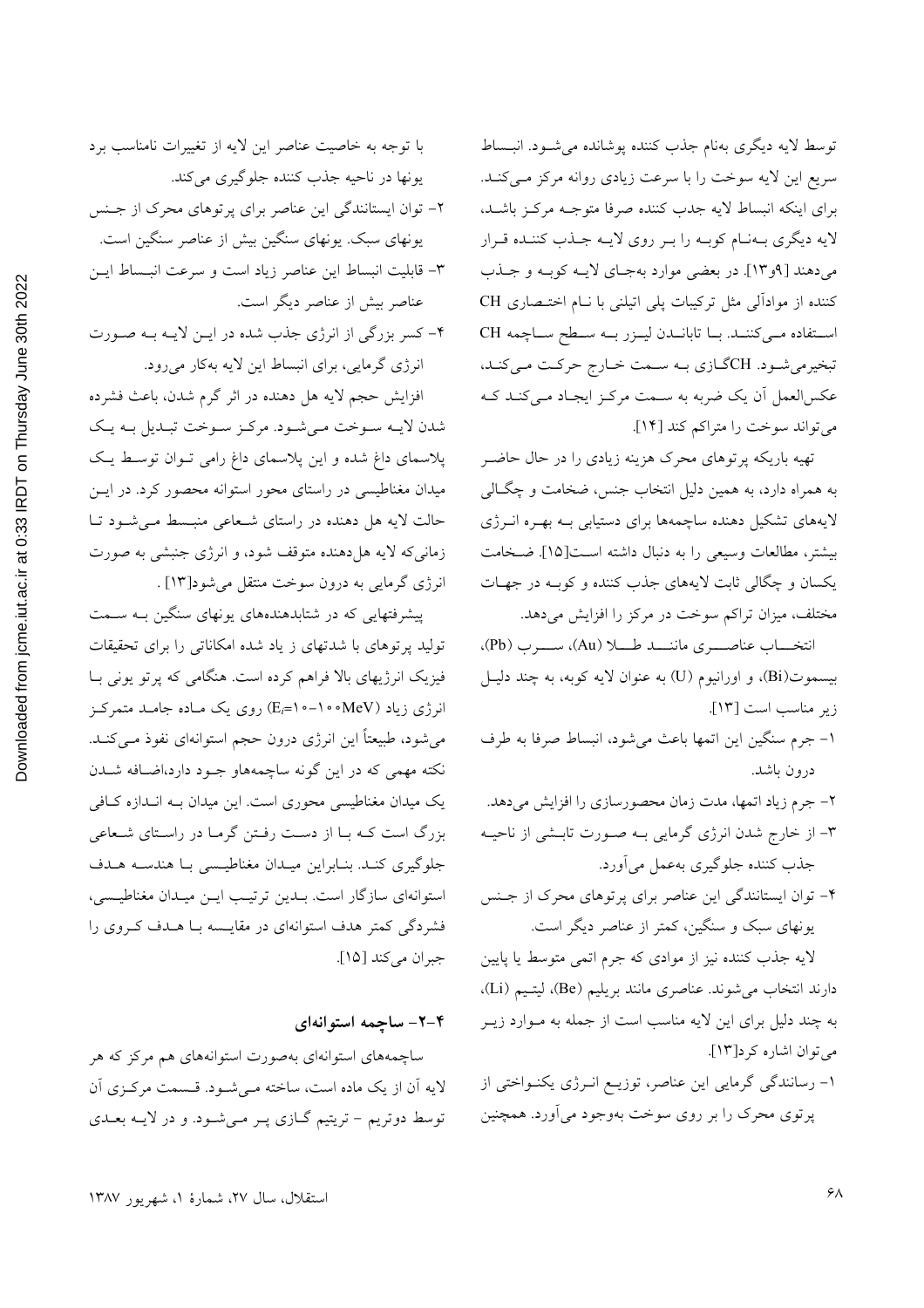توسط لایه دیگری به‌نام جذب کننده پوشانده می‌شود. انبساط سریع این لایه سوخت را با سرعت زیادی روانه مرکز می‌کند. برای اینکه انبساط لایه جدب کننده صرفا متوجه مرکز باشد، لایه دیگری به‌نام کوبه را بر روی لایه جذب کننده قرار می‌دهند [۹و۱۳]. در بعضی موارد به‌جای لایه کوبه و جذب کننده از موادآلی مثل ترکیبات پلی اتیلنی با نام اختصاری CH استفاده می‌کنند. با تاباندن لیزر به سطح ساچمه CH تبخیرمی‌شود. CHگازی به سمت خارج حرکت می‌کند، عکس‌العمل آن یک ضربه به سمت مرکز ایجاد می‌کند که می‌تواند سوخت را متراکم کند [۱۴].

تهیه باریکه پرتوهای محرک هزینه زیادی را در حال حاضر به همراه دارد، به همین دلیل انتخاب جنس، ضخامت و چگالی لایه‌های تشکیل دهنده ساچمه‌ها برای دستیابی به بهره انرژی بیشتر، مطالعات وسیعی را به دنبال داشته است[۱۵]. ضخامت یکسان و چگالی ثابت لایه‌های جذب کننده و کوبه در جهات مختلف، میزان تراکم سوخت در مرکز را افزایش می‌دهد.

انتخاب عناصری مانند طلا (Au)، سرب (Pb)، بیسموت(Bi)، و اورانیوم (U) به عنوان لایه کوبه، به چند دلیل زیر مناسب است [۱۳].

۱- جرم سنگین این اتمها باعث می‌شود، انبساط صرفا به طرف درون باشد.

۲- جرم زیاد اتمها، مدت زمان محصورسازی را افزایش می‌دهد.

۳- از خارج شدن انرژی گرمایی به صورت تابشی از ناحیه جذب کننده جلوگیری به‌عمل می‌آورد.

۴- توان ایستانندگی این عناصر برای پرتوهای محرک از جنس یونهای سبک و سنگین، کمتر از عناصر دیگر است.

لایه جذب کننده نیز از موادی که جرم اتمی متوسط یا پایین دارند انتخاب می‌شوند. عناصری مانند بریلیم (Be)، لیتیم (Li)، به چند دلیل برای این لایه مناسب است از جمله به موارد زیر می‌توان اشاره کرد[۱۳].

۱- رسانندگی گرمایی این عناصر، توزیع انرژی یکنواختی از پرتوی محرک را بر روی سوخت به‌وجود می‌آورد. همچنین با توجه به خاصیت عناصر این لایه از تغییرات نامناسب برد یونها در ناحیه جذب کننده جلوگیری می‌کند.

۲- توان ایستانندگی این عناصر برای پرتوهای محرک از جنس یونهای سبک. یونهای سنگین بیش از عناصر سنگین است.

۳- قابلیت انبساط این عناصر زیاد است و سرعت انبساط این عناصر بیش از عناصر دیگر است.

۴- کسر بزرگی از انرژی جذب شده در این لایه به صورت انرژی گرمایی، برای انبساط این لایه به‌کار می‌رود.

افزایش حجم لایه هل دهنده در اثر گرم شدن، باعث فشرده شدن لایه سوخت می‌شود. مرکز سوخت تبدیل به یک پلاسمای داغ شده و این پلاسمای داغ رامی توان توسط یک میدان مغناطیسی در راستای محور استوانه محصور کرد. در این حالت لایه هل دهنده در راستای شعاعی منبسط می‌شود تا زمانی‌که لایه هل‌دهنده متوقف شود، و انرژی جنبشی به صورت انرژی گرمایی به درون سوخت منتقل می‌شود[۱۳] .

پیشرفتهایی که در شتابدهنده‌های یونهای سنگین به سمت تولید پرتوهای با شدتهای ز یاد شده امکاناتی را برای تحقیقات فیزیک انرژیهای بالا فراهم کرده است. هنگامی که پرتو یونی با انرژی زیاد ($E_i$=۱۰-۱۰۰MeV) روی یک ماده جامد متمرکز می‌شود، طبیعتاً این انرژی درون حجم استوانه‌ای نفوذ می‌کند. نکته مهمی که در این گونه ساچمه‌هاو جود دارد،اضافه شدن یک میدان مغناطیسی محوری است. این میدان به اندازه کافی بزرگ است که با از دست رفتن گرما در راستای شعاعی جلوگیری کند. بنابراین میدان مغناطیسی با هندسه هدف استوانه‌ای سازگار است. بدین ترتیب این میدان مغناطیسی، فشردگی کمتر هدف استوانه‌ای در مقایسه با هدف کروی را جبران می‌کند [۱۵].

### ۴-۲- ساچمه استوانه‌ای

ساچمه‌های استوانه‌ای به‌صورت استوانه‌های هم مرکز که هر لایه آن از یک ماده است، ساخته می‌شود. قسمت مرکزی آن توسط دوتریم - تریتیم گازی پر می‌شود. و در لایه بعدی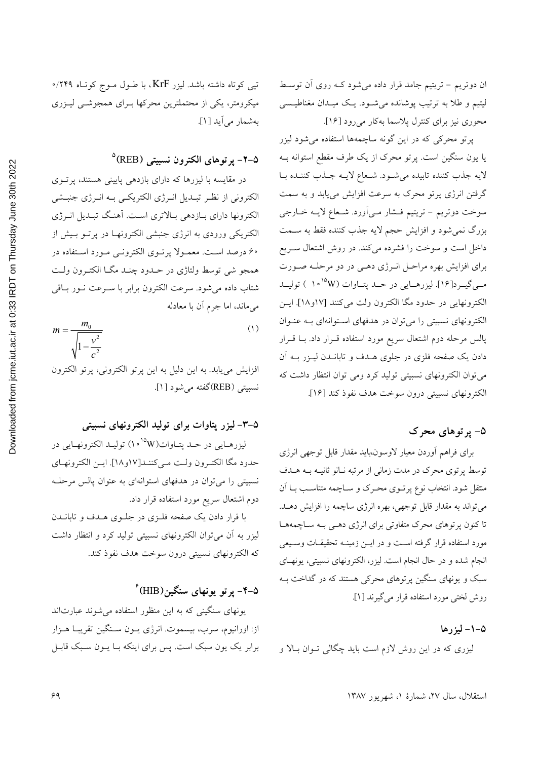ان دوتریم – تریتیم جامد قرار داده می‌شود که روی آن توسط لیتیم و طلا به ترتیب پوشانده می‌شود. یک میدان مغناطیسی محوری نیز برای کنترل پلاسما به‌کار می‌رود [۱۶].

پرتو محرکی که در این گونه ساچمه‌ها استفاده می‌شود لیزر یا یون سنگین است. پرتو محرک از یک طرف مقطع استوانه به لایه جذب کننده تابیده می‌شود. شعاع لایه جذب کننده با گرفتن انرژی پرتو محرک به سرعت افزایش می‌یابد و به سمت سوخت دوتریم – تریتیم فشار می‌آورد. شعاع لایه خارجی بزرگ نمی‌شود و افزایش حجم لایه جذب کننده فقط به سمت داخل است و سوخت را فشرده می‌کند. در روش اشتعال سریع برای افزایش بهره مراحل انرژی دهی در دو مرحله صورت می‌گیرد[۱۶]. لیزرهایی در حد پتاوات ($10^{15}$W ) تولید الکترونهایی در حدود مگا الکترون ولت می‌کنند [۱۷و۱۸]. این الکترونهای نسبیتی را می‌توان در هدفهای استوانه‌ای به عنوان پالس مرحله دوم اشتعال سریع مورد استفاده قرار داد. با قرار دادن یک صفحه فلزی در جلوی هدف و تاباندن لیزر به آن می‌توان الکترونهای نسبیتی تولید کرد ومی توان انتظار داشت که الکترونهای نسبیتی درون سوخت هدف نفوذ کند [۱۶].

## ۵- پرتوهای محرک

برای فراهم آوردن معیار لاوسون،باید مقدار قابل توجهی انرژی توسط پرتوی محرک در مدت زمانی از مرتبه نانو ثانیه به هدف منتقل شود. انتخاب نوع پرتوی محرک و ساچمه متناسب با آن می‌تواند به مقدار قابل توجهی، بهره انرژی ساچمه را افزایش دهد. تا کنون پرتوهای محرک متفاوتی برای انرژی دهی به ساچمه‌ها مورد استفاده قرار گرفته است و در این زمینه تحقیقات وسیعی انجام شده و در حال انجام است. لیزر، الکترونهای نسبیتی، یونهای سبک و یونهای سنگین پرتوهای محرکی هستند که در گداخت به روش لختی مورد استفاده قرار می‌گیرند [۱].

### ۵-۱- لیزرها

لیزری که در این روش لازم است باید چگالی توان بالا و تپی کوتاه داشته باشد. لیزر KrF، با طول موج کوتاه ۰/۲۴۹ میکرومتر، یکی از محتملترین محرکها برای همجوشی لیزری به‌شمار می‌آید [۱].

### ۵-۲- پرتوهای الکترون نسبیتی (REB)[5]

در مقایسه با لیزرها که دارای بازدهی پایینی هستند، پرتوی الکترونی از نظر تبدیل انرژی الکتریکی به انرژی جنبشی الکترونها دارای بازدهی بالاتری است. آهنگ تبدیل انرژی الکتریکی ورودی به انرژی جنبشی الکترونها در پرتو بیش از ۶۰ درصد است. معمولا پرتوی الکترونی مورد استفاده در همجو شی توسط ولتاژی در حدود چند مگا الکترون ولت شتاب داده می‌شود. سرعت الکترون برابر با سرعت نور باقی می‌ماند، اما جرم آن با معادله

$$m = \frac{m_0}{\sqrt{1-\frac{v^2}{c^2}}} \qquad (1)$$

افزایش می‌یابد. به این دلیل به این پرتو الکترونی، پرتو الکترون نسبیتی (REB)گفته می‌شود [۱].

### ۵-۳- لیزر پتاوات برای تولید الکترونهای نسبیتی

لیزرهایی در حد پتاوات($10^{15}$W) تولید الکترونهایی در حدود مگا الکترون ولت می‌کنند[۱۷و۱۸]. این الکترونهای نسبیتی را می‌توان در هدفهای استوانه‌ای به عنوان پالس مرحله دوم اشتعال سریع مورد استفاده قرار داد.

با قرار دادن یک صفحه فلزی در جلوی هدف و تاباندن لیزر به آن می‌توان الکترونهای نسبیتی تولید کرد و انتظار داشت که الکترونهای نسبیتی درون سوخت هدف نفوذ کند.

### ۵-۴- پرتو یونهای سنگین(HIB)[6]

یونهای سنگینی که به این منظور استفاده می‌شوند عبارت‌اند از: اورانیوم، سرب، بیسموت. انرژی یون سنگین تقریبا هزار برابر یک یون سبک است. پس برای اینکه با یون سبک قابل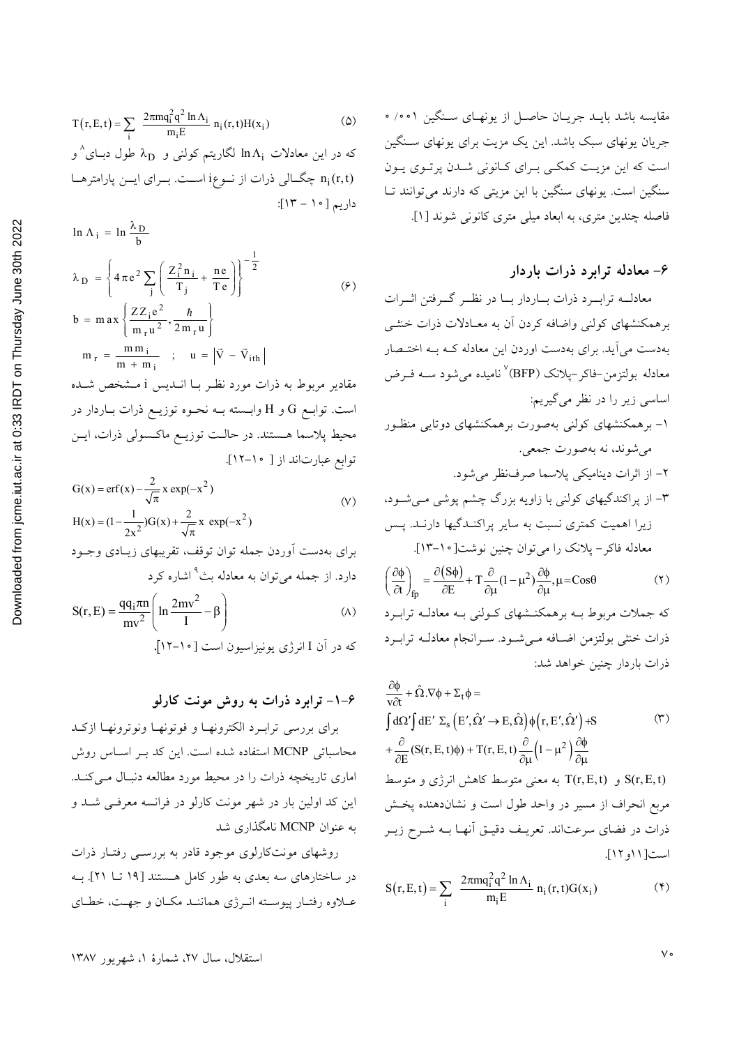مقایسه باشد باید جریان حاصل از یونهای سنگین ۰/۰۰۱ جریان یونهای سبک باشد. این یک مزیت برای یونهای سنگین است که این مزیت کمکی برای کانونی شدن پرتوی یون سنگین است. یونهای سنگین با این مزیتی که دارند می‌توانند تا فاصله چندین متری، به ابعاد میلی متری کانونی شوند [۱].

## ۶- معادله ترابرد ذرات باردار

معادله ترابرد ذرات باردار با در نظر گرفتن اثرات برهمکنشهای کولنی واضافه کردن آن به معادلات ذرات خنثی به‌دست می‌آید. برای به‌دست اوردن این معادله که به اختصار معادله بولتزمن-فاکر-پلانک (BFP)[7] نامیده می‌شود سه فرض اساسی زیر را در نظر می‌گیریم:

۱- برهمکنشهای کولنی به‌صورت برهمکنشهای دوتایی منظور می‌شوند، نه به‌صورت جمعی.

۲- از اثرات دینامیکی پلاسما صرف‌نظر می‌شود.

۳- از پراکندگیهای کولنی با زاویه بزرگ چشم پوشی می‌شود، زیرا اهمیت کمتری نسبت به سایر پراکندگیها دارند. پس معادله فاکر- پلانک را می‌توان چنین نوشت[۱۰-۱۳].

$$\left(\frac{\partial \phi}{\partial t}\right)_{fp} = \frac{\partial (S\phi)}{\partial E} + T\frac{\partial}{\partial \mu}(1-\mu^2)\frac{\partial \phi}{\partial \mu}, \mu = \cos\theta \tag{۲}$$

که جملات مربوط به برهمکنشهای کولنی به معادله ترابرد ذرات خنثی بولتزمن اضافه می‌شود. سرانجام معادله ترابرد ذرات باردار چنین خواهد شد:

$$\frac{\partial \phi}{v\partial t} + \hat{\Omega}.\nabla\phi + \Sigma_t\phi = \int d\Omega' \int dE' \; \Sigma_s\left(E', \hat{\Omega}' \to E, \hat{\Omega}\right)\phi\left(r, E', \hat{\Omega}'\right) + S + \frac{\partial}{\partial E}(S(r,E,t)\phi) + T(r,E,t)\frac{\partial}{\partial \mu}\left(1-\mu^2\right)\frac{\partial \phi}{\partial \mu} \tag{۳}$$

$S(r,E,t)$ و $T(r,E,t)$ به معنی متوسط کاهش انرژی و متوسط مربع انحراف از مسیر در واحد طول است و نشان‌دهنده پخش ذرات در فضای سرعت‌اند. تعریف دقیق آنها به شرح زیر است[۱۱و۱۲].

$$S(r,E,t) = \sum_i \frac{2\pi m q_i^2 q^2 \ln\Lambda_i}{m_i E} n_i(r,t) G(x_i) \tag{۴}$$

$$T(r,E,t) = \sum_i \frac{2\pi m q_i^2 q^2 \ln\Lambda_i}{m_i E} n_i(r,t) H(x_i) \tag{۵}$$

که در این معادلات $\ln\Lambda_i$ لگاریتم کولنی و $\lambda_D$ طول دبای[8] و $n_i(r,t)$ چگالی ذرات از نوع i است. برای این پارامترها داریم [۱۰ - ۱۳]:

$$\ln\Lambda_i = \ln\frac{\lambda_D}{b}$$

$$\lambda_D = \left\{4\pi e^2 \sum_j\left(\frac{Z_i^2 n_i}{T_j} + \frac{ne}{Te}\right)\right\}^{-\frac{1}{2}} \tag{۶}$$

$$b = \max\left\{\frac{ZZ_i e^2}{m_r u^2}, \frac{\hbar}{2 m_r u}\right\}$$

$$m_r = \frac{m m_i}{m + m_i} \quad ; \quad u = \left|\vec{V} - \vec{V}_{ith}\right|$$

مقادیر مربوط به ذرات مورد نظر با اندیس i مشخص شده است. توابع G و H وابسته به نحوه توزیع ذرات باردار در محیط پلاسما هستند. در حالت توزیع ماکسولی ذرات، این توابع عبارت‌اند از [۱۰-۱۲].

$$G(x) = \text{erf}(x) - \frac{2}{\sqrt{\pi}}x\exp(-x^2)$$
$$H(x) = (1 - \frac{1}{2x^2})G(x) + \frac{2}{\sqrt{\pi}}x\;\exp(-x^2) \tag{۷}$$

برای به‌دست آوردن جمله توان توقف، تقریبهای زیادی وجود دارد. از جمله می‌توان به معادله بث[9] اشاره کرد

$$S(r,E) = \frac{qq_i\pi n}{mv^2}\left(\ln\frac{2mv^2}{I} - \beta\right) \tag{۸}$$

که در آن I انرژی یونیزاسیون است [۱۰-۱۲].

### ۶-۱- ترابرد ذرات به روش مونت کارلو

برای بررسی ترابرد الکترونها و فوتونها ونوترونها ازکد محاسباتی MCNP استفاده شده است. این کد بر اساس روش اماری تاریخچه ذرات را در محیط مورد مطالعه دنبال می‌کند. این کد اولین بار در شهر مونت کارلو در فرانسه معرفی شد و به عنوان MCNP نامگذاری شد

روشهای مونت‌کارلوی موجود قادر به بررسی رفتار ذرات در ساختارهای سه بعدی به طور کامل هستند [۱۹ تا ۲۱]. به علاوه رفتار پیوسته انرژی همانند مکان و جهت، خطای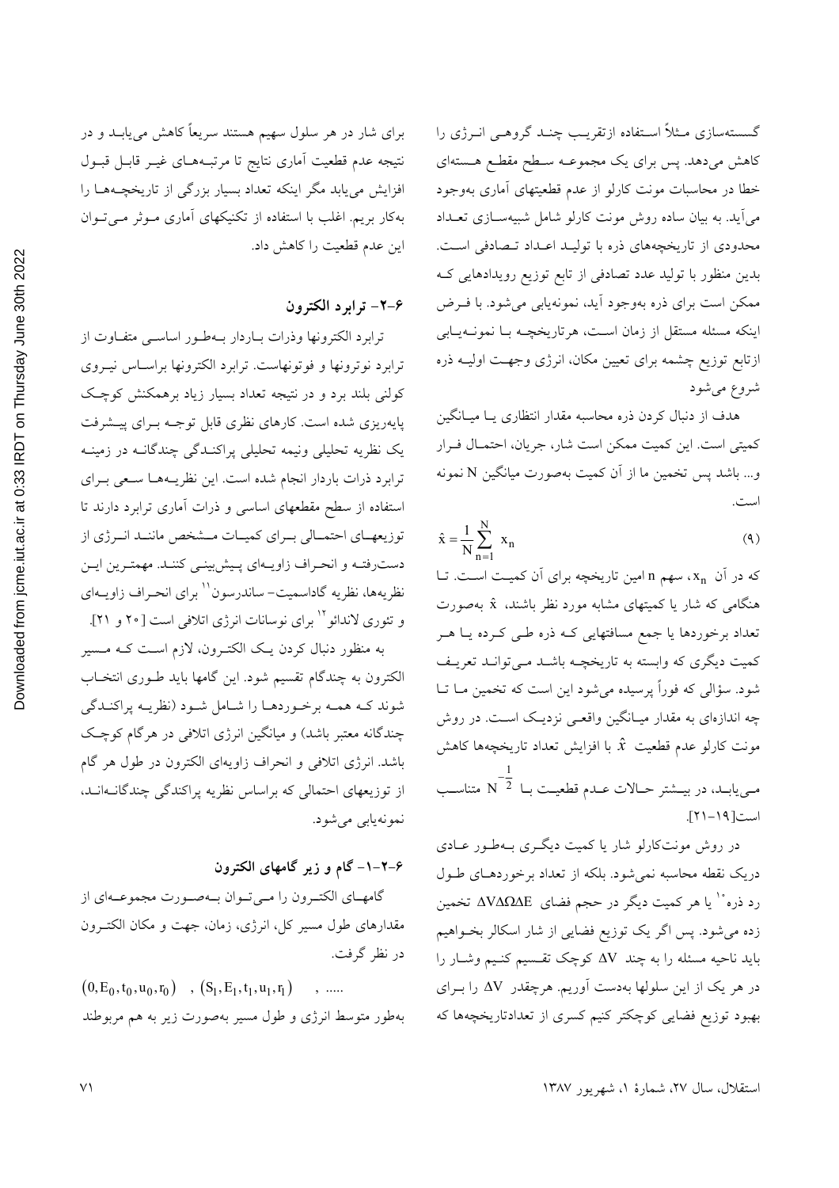گسسته‌سازی مثلاً استفاده ازتقریب چند گروهی انرژی را کاهش می‌دهد. پس برای یک مجموعه سطح مقطع هسته‌ای خطا در محاسبات مونت کارلو از عدم قطعیتهای آماری به‌وجود می‌آید. به بیان ساده روش مونت کارلو شامل شبیه‌سازی تعداد محدودی از تاریخچه‌های ذره با تولید اعداد تصادفی است. بدین منظور با تولید عدد تصادفی از تابع توزیع رویدادهایی که ممکن است برای ذره به‌وجود آید، نمونه‌یابی می‌شود. با فرض اینکه مسئله مستقل از زمان است، هرتاریخچه با نمونه‌یابی ازتابع توزیع چشمه برای تعیین مکان، انرژی وجهت اولیه ذره شروع می‌شود

هدف از دنبال کردن ذره محاسبه مقدار انتظاری یا میانگین کمیتی است. این کمیت ممکن است شار، جریان، احتمال فرار و... باشد پس تخمین ما از آن کمیت به‌صورت میانگین N نمونه است.

$$\hat{x} = \frac{1}{N}\sum_{n=1}^{N} x_n \qquad (9)$$

که در آن $x_n$، سهم n امین تاریخچه برای آن کمیت است. تا هنگامی که شار یا کمیتهای مشابه مورد نظر باشند، $\hat{x}$ به‌صورت تعداد برخوردها یا جمع مسافتهایی که ذره طی کرده یا هر کمیت دیگری که وابسته به تاریخچه باشد می‌تواند تعریف شود. سؤالی که فوراً پرسیده می‌شود این است که تخمین ما تا چه اندازه‌ای به مقدار میانگین واقعی نزدیک است. در روش مونت کارلو عدم قطعیت $\hat{x}$ با افزایش تعداد تاریخچه‌ها کاهش می‌یابد، در بیشتر حالات عدم قطعیت با $N^{-\frac{1}{2}}$ متناسب است[۱۹-۲۱].

در روش مونت‌کارلو شار یا کمیت دیگری به‌طور عادی دریک نقطه محاسبه نمی‌شود. بلکه از تعداد برخوردهای طول رد ذره[۱۰] یا هر کمیت دیگر در حجم فضای $\Delta V \Delta \Omega \Delta E$ تخمین زده می‌شود. پس اگر یک توزیع فضایی از شار اسکالر بخواهیم باید ناحیه مسئله را به چند $\Delta V$ کوچک تقسیم کنیم وشار را در هر یک از این سلولها به‌دست آوریم. هرچقدر $\Delta V$ را برای بهبود توزیع فضایی کوچکتر کنیم کسری از تعدادتاریخچه‌ها که برای شار در هر سلول سهیم هستند سریعاً کاهش می‌یابد و در نتیجه عدم قطعیت آماری نتایج تا مرتبه‌های غیر قابل قبول افزایش می‌یابد مگر اینکه تعداد بسیار بزرگی از تاریخچه‌ها را به‌کار بریم. اغلب با استفاده از تکنیکهای آماری موثر می‌توان این عدم قطعیت را کاهش داد.

## ۶-۲- ترابرد الکترون

ترابرد الکترونها وذرات باردار به‌طور اساسی متفاوت از ترابرد نوترونها و فوتونهاست. ترابرد الکترونها براساس نیروی کولنی بلند برد و در نتیجه تعداد بسیار زیاد برهمکنش کوچک پایه‌ریزی شده است. کارهای نظری قابل توجه برای پیشرفت یک نظریه تحلیلی ونیمه تحلیلی پراکندگی چندگانه در زمینه ترابرد ذرات باردار انجام شده است. این نظریه‌ها سعی برای استفاده از سطح مقطعهای اساسی و ذرات آماری ترابرد دارند تا توزیعهای احتمالی برای کمیات مشخص مانند انرژی از دست‌رفته و انحراف زاویه‌ای پیش‌بینی کنند. مهمترین این نظریه‌ها، نظریه گاداسمیت- ساندرسون[۱۱] برای انحراف زاویه‌ای و تئوری لاندائو[۱۲] برای نوسانات انرژی اتلافی است [۲۰ و ۲۱].

به منظور دنبال کردن یک الکترون، لازم است که مسیر الکترون به چندگام تقسیم شود. این گامها باید طوری انتخاب شوند که همه برخوردها را شامل شود (نظریه پراکندگی چندگانه معتبر باشد) و میانگین انرژی اتلافی در هرگام کوچک باشد. انرژی اتلافی و انحراف زاویه‌ای الکترون در طول هر گام از توزیعهای احتمالی که براساس نظریه پراکندگی چندگانه‌اند، نمونه‌یابی می‌شود.

### ۶-۲-۱- گام و زیر گامهای الکترون

گامهای الکترون را می‌توان به‌صورت مجموعه‌ای از مقدارهای طول مسیر کل، انرژی، زمان، جهت و مکان الکترون در نظر گرفت.

$$(0, E_0, t_0, u_0, r_0) \quad , (S_1, E_1, t_1, u_1, r_1) \quad , \ .....$$

به‌طور متوسط انرژی و طول مسیر به‌صورت زیر به هم مربوطند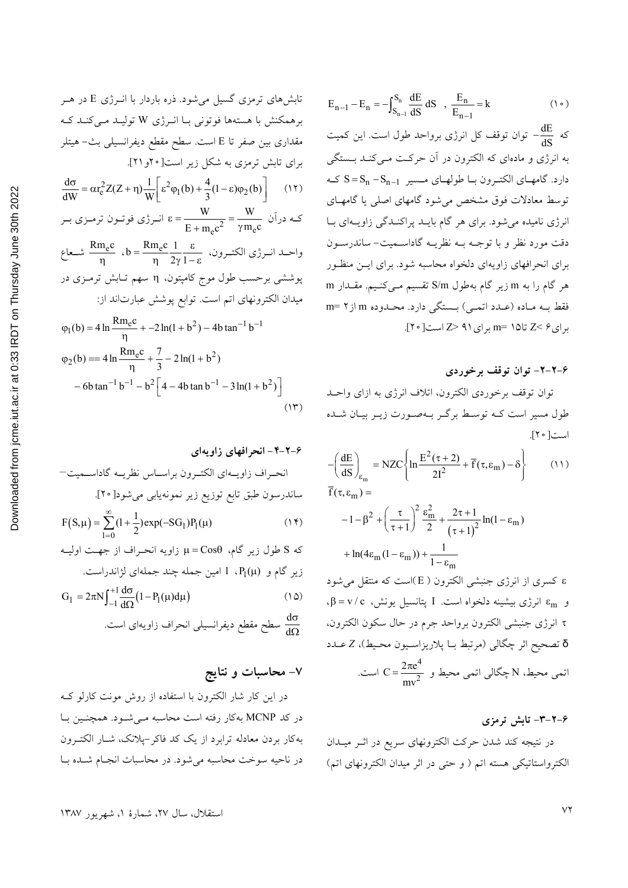$$E_{n-1} - E_n = -\int_{S_{n-1}}^{S_n} \frac{dE}{dS} dS \quad , \frac{E_n}{E_{n-1}} = k \tag{10}$$

که $-\frac{dE}{dS}$ توان توقف کل انرژی برواحد طول است. این کمیت به انرژی و ماده‌ای که الکترون در آن حرکت می‌کند بستگی دارد. گامهای الکترون با طولهای مسیر $S = S_n - S_{n-1}$ که توسط معادلات فوق مشخص می‌شود گامهای اصلی یا گامهای انرژی نامیده می‌شود. برای هر گام باید پراکندگی زاویه‌ای با دقت مورد نظر و با توجه به نظریه گاداسمیت- ساندرسون برای انحرافهای زاویه‌ای دلخواه محاسبه شود. برای این منظور هر گام را به m زیر گام به‌طول S/m تقسیم می‌کنیم. مقدار m فقط به ماده (عدد اتمی) بستگی دارد. محدوده m از m= ۲ برای Z< ۶ تا m= ۱۵ برای Z> ۹۱ است[۲۰].

### ۶-۲-۲- توان توقف برخوردی

توان توقف برخوردی الکترون، اتلاف انرژی به ازای واحد طول مسیر است که توسط برگر به‌صورت زیر بیان شده است[۲۰].

$$-\left(\frac{dE}{dS}\right)_{\varepsilon_m} = NZC\left\{\ln\frac{E^2(\tau+2)}{2I^2} + \overline{f}(\tau,\varepsilon_m) - \delta\right\} \tag{11}$$

$$\overline{f}(\tau,\varepsilon_m) = -1 - \beta^2 + \left(\frac{\tau}{\tau+1}\right)^2 \frac{\varepsilon_m^2}{2} + \frac{2\tau+1}{(\tau+1)^2}\ln(1-\varepsilon_m) + \ln(4\varepsilon_m(1-\varepsilon_m)) + \frac{1}{1-\varepsilon_m}$$

$\varepsilon$ کسری از انرژی جنبشی الکترون ( E )است که منتقل می‌شود و $\varepsilon_m$ انرژی بیشینه دلخواه است. I پتانسیل یونش، $\beta = v/c$، $\tau$ انرژی جنبشی الکترون برواحد جرم در حال سکون الکترون، $\delta$ تصحیح اثر چگالی (مرتبط با پلاریزاسیون محیط)، Z عدد اتمی محیط، N چگالی اتمی محیط و $C = \frac{2\pi e^4}{mv^2}$ است.

### ۶-۲-۳- تابش ترمزی

در نتیجه کند شدن حرکت الکترونهای سریع در اثر میدان الکترواستاتیکی هسته اتم ( و حتی در اثر میدان الکترونهای اتم) تابش‌های ترمزی گسیل می‌شود. ذره باردار با انرژی E در هر برهمکنش با هسته‌ها فوتونی با انرژی W تولید می‌کند که مقداری بین صفر تا E است. سطح مقطع دیفرانسیلی بث- هیتلر برای تابش ترمزی به شکل زیر است[۲۰و۲۱].

$$\frac{d\sigma}{dW} = \alpha r_e^2 Z(Z+\eta)\frac{1}{W}\left[\varepsilon^2\varphi_1(b) + \frac{4}{3}(1-\varepsilon)\varphi_2(b)\right] \tag{12}$$

که درآن $\varepsilon = \frac{W}{E+m_ec^2} = \frac{W}{\gamma m_ec}$ انرژی فوتون ترمزی بر واحد انرژی الکترون، $b = \frac{Rm_ec}{\eta}\frac{1}{2\gamma}\frac{\varepsilon}{1-\varepsilon}$، $\frac{Rm_ec}{\eta}$ شعاع پوششی برحسب طول موج کامپتون، $\eta$ سهم تابش ترمزی در میدان الکترونهای اتم است. توابع پوشش عبارت‌اند از:

$$\varphi_1(b) = 4\ln\frac{Rm_ec}{\eta} + -2\ln(1+b^2) - 4b\tan^{-1}b^{-1}$$

$$\varphi_2(b) == 4\ln\frac{Rm_ec}{\eta} + \frac{7}{3} - 2\ln(1+b^2) - 6b\tan^{-1}b^{-1} - b^2\left[4 - 4b\tan b^{-1} - 3\ln(1+b^2)\right] \tag{13}$$

### ۶-۲-۴- انحرافهای زاویه‌ای

انحراف زاویه‌ای الکترون براساس نظریه گاداسمیت- ساندرسون طبق تابع توزیع زیر نمونه‌یابی می‌شود[۲۰].

$$F(S,\mu) = \sum_{l=0}^{\infty}(l+\frac{1}{2})\exp(-SG_l)P_l(\mu) \tag{14}$$

که S طول زیر گام، $\mu = \cos\theta$ زاویه انحراف از جهت اولیه زیر گام و $P_l(\mu)$، l امین جمله چند جمله‌ای لژاندراست.

$$G_l = 2\pi N\int_{-1}^{+1}\frac{d\sigma}{d\Omega}(1-P_l(\mu)d\mu) \tag{15}$$

$\frac{d\sigma}{d\Omega}$ سطح مقطع دیفرانسیلی انحراف زاویه‌ای است.

## ۷- محاسبات و نتایج

در این کار شار الکترون با استفاده از روش مونت کارلو که در کد MCNP به‌کار رفته است محاسبه می‌شود. همچنین با به‌کار بردن معادله ترابرد از یک کد فاکر-پلانک، شار الکترون در ناحیه سوخت محاسبه می‌شود. در محاسبات انجام شده با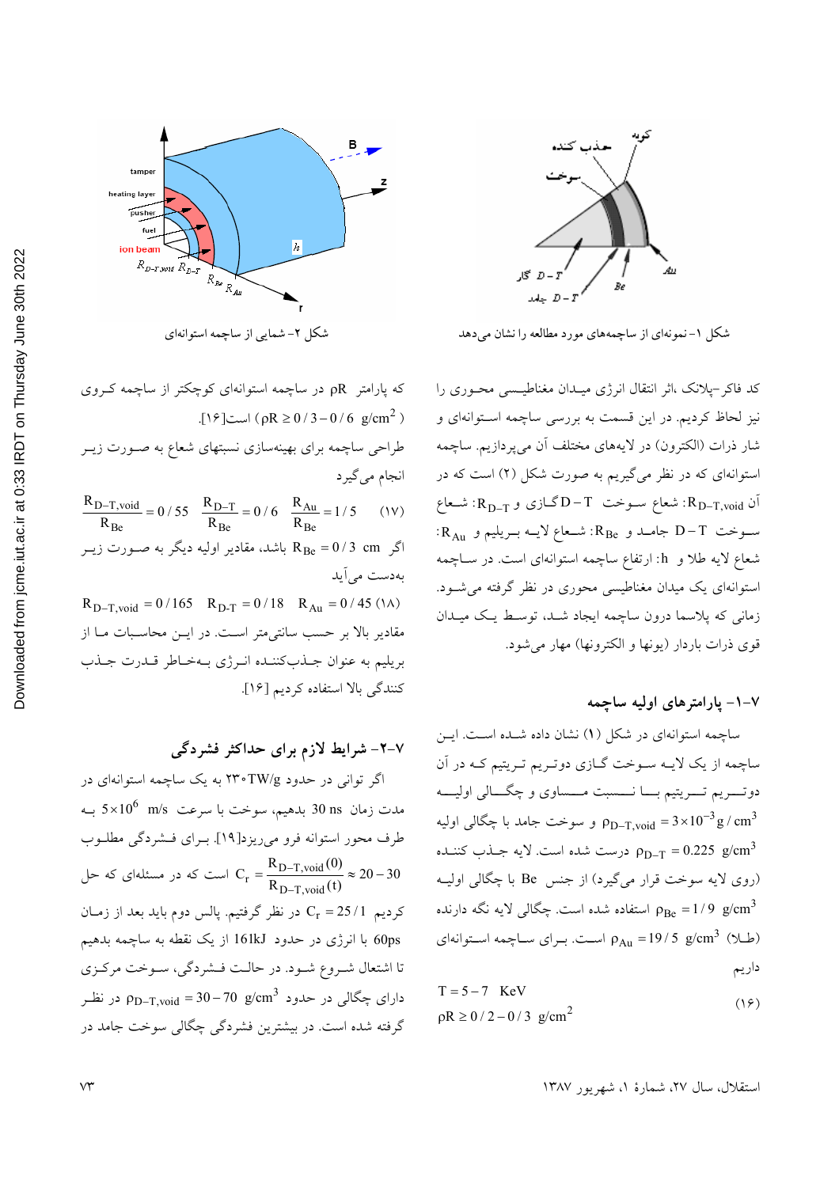شکل ۱- نمونه‌ای از ساچمه‌های مورد مطالعه را نشان می‌دهد

شکل ۲- شمایی از ساچمه استوانه‌ای

کد فاکر-پلانک، اثر انتقال انرژی میدان مغناطیسی محوری را نیز لحاظ کردیم. در این قسمت به بررسی ساچمه استوانه‌ای و شار ذرات (الکترون) در لایه‌های مختلف آن می‌پردازیم. ساچمه استوانه‌ای که در نظر می‌گیریم به صورت شکل (۲) است که در آن $R_{D-T,void}$: شعاع سوخت D−T گازی و $R_{D-T}$: شعاع سوخت D−T جامد و $R_{Be}$: شعاع لایه بریلیم و $R_{Au}$: شعاع لایه طلا و h: ارتفاع ساچمه استوانه‌ای است. در ساچمه استوانه‌ای یک میدان مغناطیسی محوری در نظر گرفته می‌شود. زمانی که پلاسما درون ساچمه ایجاد شد، توسط یک میدان قوی ذرات باردار (یونها و الکترونها) مهار می‌شود.

## ۷-۱- پارامترهای اولیه ساچمه

ساچمه استوانه‌ای در شکل (۱) نشان داده شده است. این ساچمه از یک لایه سوخت گازی دوتریم تریتیم که در آن دوتریم تریتیم با نسبت مساوی و چگالی اولیه $\rho_{D-T,void} = 3\times10^{-3} g/cm^3$ و سوخت جامد با چگالی اولیه $\rho_{D-T} = 0.225\ g/cm^3$ درست شده است. لایه جذب کننده (روی لایه سوخت قرار می‌گیرد) از جنس Be با چگالی اولیه $\rho_{Be} = 1/9\ g/cm^3$ استفاده شده است. چگالی لایه نگه دارنده (طلا) $\rho_{Au} = 19/5\ g/cm^3$ است. برای ساچمه استوانه‌ای داریم

$$T = 5-7\ \text{KeV}$$
$$\rho R \geq 0/2-0/3\ g/cm^2 \qquad (۱۶)$$

که پارامتر $\rho R$ در ساچمه استوانه‌ای کوچکتر از ساچمه کروی است ($\rho R \geq 0/3-0/6\ g/cm^2$)[۱۶].

طراحی ساچمه برای بهینه‌سازی نسبتهای شعاع به صورت زیر انجام می‌گیرد

$$\frac{R_{D-T,void}}{R_{Be}} = 0/55 \quad \frac{R_{D-T}}{R_{Be}} = 0/6 \quad \frac{R_{Au}}{R_{Be}} = 1/5 \qquad (۱۷)$$

اگر $R_{Be} = 0/3\ cm$ باشد، مقادیر اولیه دیگر به صورت زیر به‌دست می‌آید

$$R_{D-T,void} = 0/165 \quad R_{D-T} = 0/18 \quad R_{Au} = 0/45 \qquad (۱۸)$$

مقادیر بالا بر حسب سانتی‌متر است. در این محاسبات ما از بریلیم به عنوان جذب‌کننده انرژی به‌خاطر قدرت جذب کنندگی بالا استفاده کردیم [۱۶].

## ۷-۲- شرایط لازم برای حداکثر فشردگی

اگر توانی در حدود ۲۳۰TW/g به یک ساچمه استوانه‌ای در مدت زمان 30 ns بدهیم، سوخت با سرعت $5\times10^6$ m/s به طرف محور استوانه فرو می‌ریزد[۱۹]. برای فشردگی مطلوب $C_r = \frac{R_{D-T,void}(0)}{R_{D-T,void}(t)} \approx 20-30$ است که در مسئله‌ای که حل کردیم $C_r = 25/1$ در نظر گرفتیم. پالس دوم باید بعد از زمان 60ps با انرژی در حدود 161kJ از یک نقطه به ساچمه بدهیم تا اشتعال شروع شود. در حالت فشردگی، سوخت مرکزی دارای چگالی در حدود $\rho_{D-T,void} = 30-70\ g/cm^3$ در نظر گرفته شده است. در بیشترین فشردگی چگالی سوخت جامد در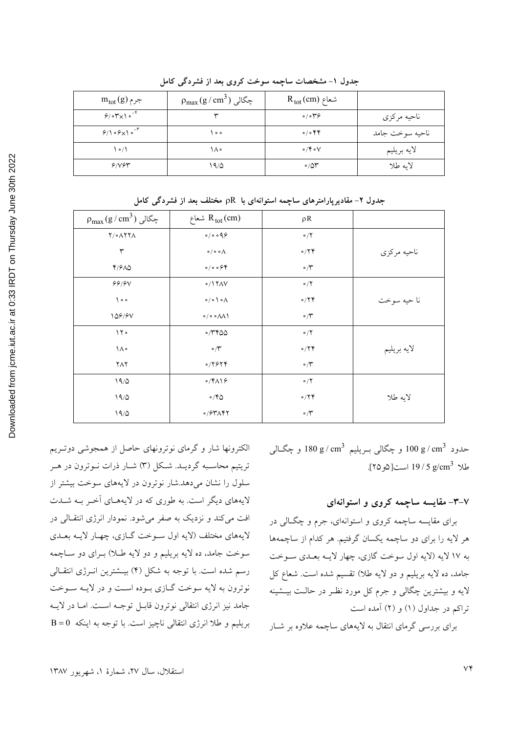**جدول ۱- مشخصات ساچمه سوخت کروی بعد از فشردگی کامل**

| | شعاع $R_{tot}$ (cm) | چگالی $\rho_{max}$ (g / cm$^3$) | جرم $m_{tot}$ (g) |
|---|---|---|---|
| ناحیه مرکزی | ۰/۰۳۶ | ۳ | $۶/۰۳\times۱۰^{-۴}$ |
| ناحیه سوخت جامد | ۰/۰۴۴ | ۱۰۰ | $۶/۱۰۶\times۱۰^{-۳}$ |
| لایه بریلیم | ۰/۴۰۷ | ۱۸۰ | ۱۰/۱ |
| لایه طلا | ۰/۵۳ | ۱۹/۵ | ۶/۷۶۳ |

**جدول ۲- مقادیرپارامترهای ساچمه استوانه‌ای با $\rho R$ مختلف بعد از فشردگی کامل**

| | $\rho R$ | شعاع $R_{tot}$ (cm) | چگالی $\rho_{max}$ (g / cm$^3$) |
|---|---|---|---|
| ناحیه مرکزی | ۰/۲ | ۰/۰۰۹۶ | ۲/۰۸۲۲۸ |
| | ۰/۲۴ | ۰/۰۰۸ | ۳ |
| | ۰/۳ | ۰/۰۰۶۴ | ۴/۶۸۵ |
| نا حیه سوخت | ۰/۲ | ۰/۱۲۸۷ | ۶۶/۶۷ |
| | ۰/۲۴ | ۰/۰۱۰۸ | ۱۰۰ |
| | ۰/۳ | ۰/۰۰۸۸۱ | ۱۵۶/۶۷ |
| لایه بریلیم | ۰/۲ | ۰/۳۴۵۵ | ۱۲۰ |
| | ۰/۲۴ | ۰/۳ | ۱۸۰ |
| | ۰/۳ | ۰/۲۶۲۴ | ۲۸۲ |
| لایه طلا | ۰/۲ | ۰/۴۸۱۶ | ۱۹/۵ |
| | ۰/۲۴ | ۰/۴۵ | ۱۹/۵ |
| | ۰/۳ | ۰/۶۳۸۴۲ | ۱۹/۵ |

حدود $100\ g / cm^3$ و چگالی بریلیم $180\ g / cm^3$ و چگالی طلا $19 / 5\ g/cm^3$ است[۵و۲۵].

### ۷-۳- مقایسه ساچمه کروی و استوانه‌ای

برای مقایسه ساچمه کروی و استوانه‌ای، جرم و چگالی در هر لایه را برای دو ساچمه یکسان گرفتیم. هر کدام از ساچمه‌ها به ۱۷ لایه (لایه اول سوخت گازی، چهار لایه بعدی سوخت جامد، ده لایه بریلیم و دو لایه طلا) تقسیم شده است. شعاع کل لایه و بیشترین چگالی و جرم کل مورد نظر در حالت بیشینه تراکم در جداول (۱) و (۲) آمده است

برای بررسی گرمای انتقال به لایه‌های ساچمه علاوه بر شار الکترونها شار و گرمای نوترونهای حاصل از همجوشی دوتریم تریتیم محاسبه گردید. شکل (۳) شار ذرات نوترون در هر سلول را نشان می‌دهد.شار نوترون در لایه‌های سوخت بیشتر از لایه‌های دیگر است. به طوری که در لایه‌های آخر به شدت افت می‌کند و نزدیک به صفر می‌شود. نمودار انرژی انتقالی در لایه‌های مختلف (لایه اول سوخت گازی، چهار لایه بعدی سوخت جامد، ده لایه بریلیم و دو لایه طلا) برای دو ساچمه رسم شده است. با توجه به شکل (۴) بیشترین انرژی انتقالی نوترون به لایه سوخت گازی بوده است و در لایه سوخت جامد نیز انرژی انتقالی نوترون قابل توجه است. اما در لایه بریلیم و طلا انرژی انتقالی ناچیز است. با توجه به اینکه $B = 0$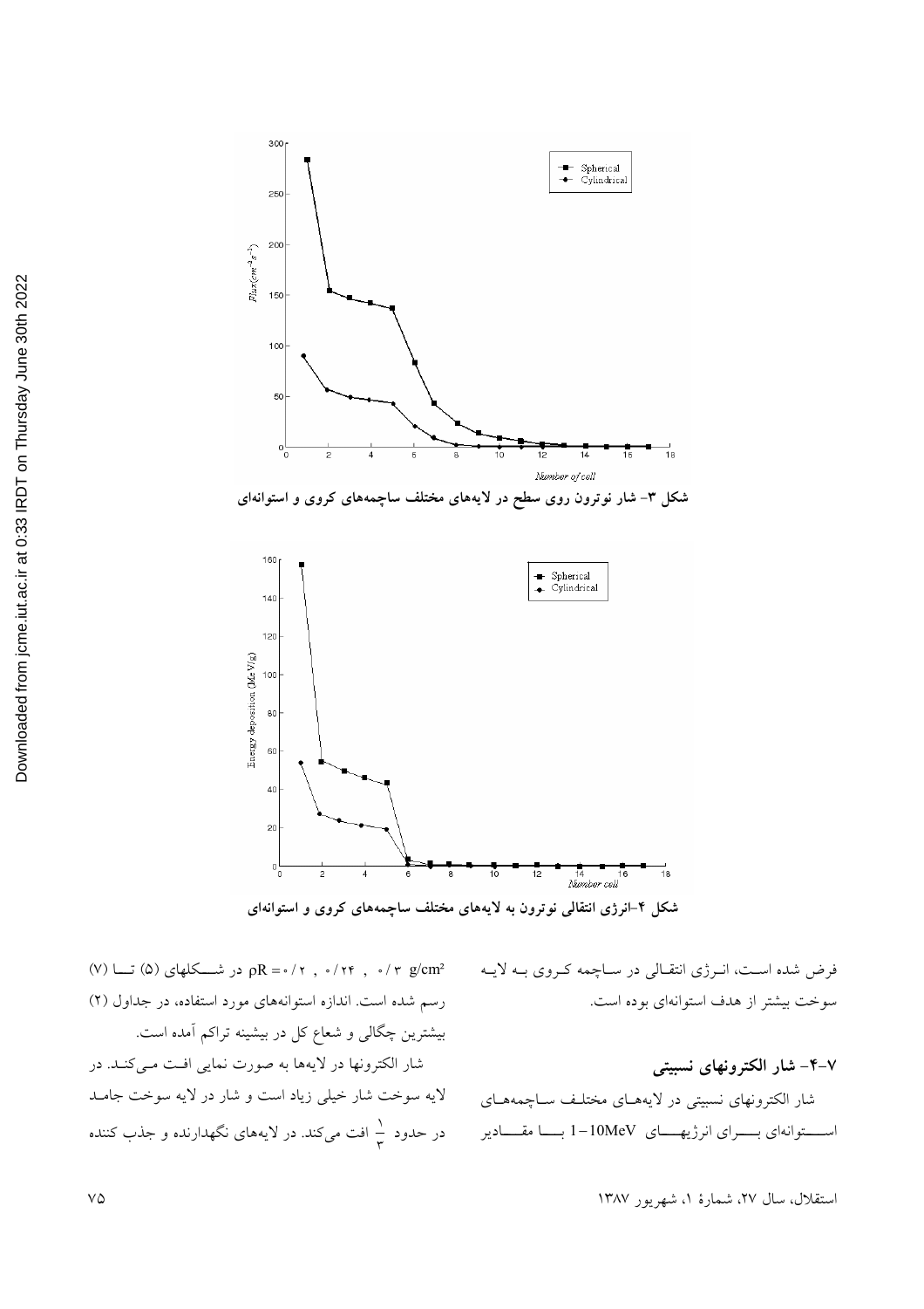شکل ۳- شار نوترون روی سطح در لایه‌های مختلف ساچمه‌های کروی و استوانه‌ای

شکل ۴-انرژی انتقالی نوترون به لایه‌های مختلف ساچمه‌های کروی و استوانه‌ای

فرض شده است، انرژی انتقالی در ساچمه کروی به لایه سوخت بیشتر از هدف استوانه‌ای بوده است.

## ۴-۷- شار الکترونهای نسبیتی

شار الکترونهای نسبیتی در لایه‌های مختلف ساچمه‌های استوانه‌ای برای انرژیهای 1-10MeV با مقادیر $\rho R = ۰/۲\ ,\ ۰/۲۴\ ,\ ۰/۳\ g/cm^2$ در شکلهای (۵) تا (۷) رسم شده است. اندازه استوانه‌های مورد استفاده، در جداول (۲) بیشترین چگالی و شعاع کل در بیشینه تراکم آمده است.

شار الکترونها در لایه‌ها به صورت نمایی افت می‌کند. در لایه سوخت شار خیلی زیاد است و شار در لایه سوخت جامد در حدود $\frac{۱}{۳}$ افت می‌کند. در لایه‌های نگهدارنده و جذب کننده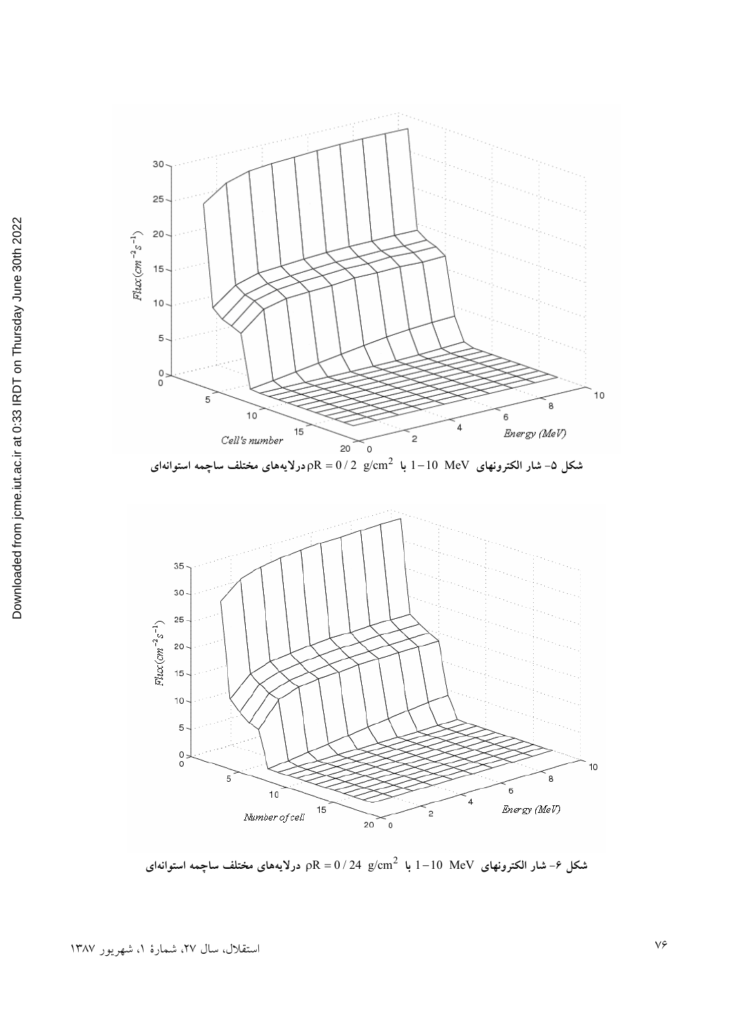شکل ۵- شار الکترونهای $1-10\ \text{MeV}$ با $\rho R = 0/2\ \text{g/cm}^2$ درلایه‌های مختلف ساچمه استوانه‌ای

شکل ۶- شار الکترونهای $1-10\ \text{MeV}$ با $\rho R = 0/24\ \text{g/cm}^2$ درلایه‌های مختلف ساچمه استوانه‌ای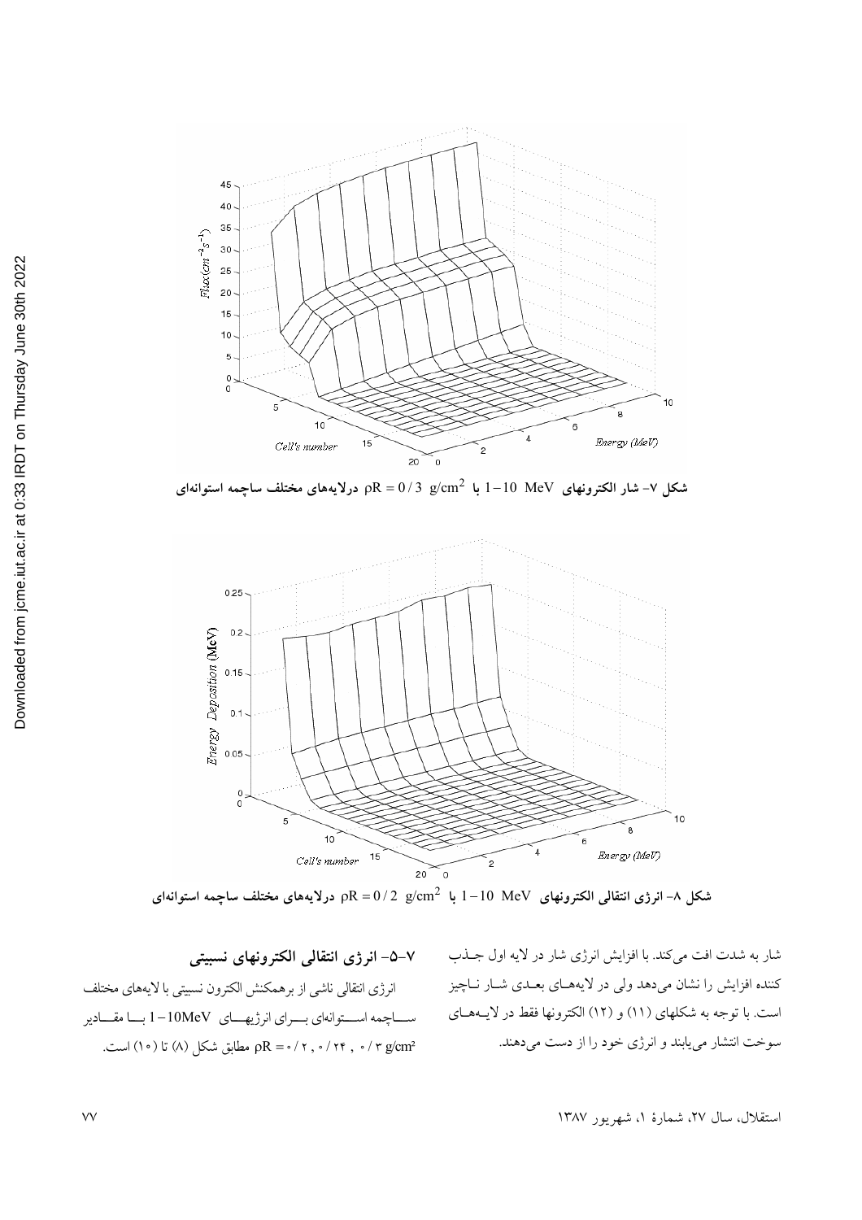شکل ۷- شار الکترونهای $1-10$ MeV با $\rho R = 0/3$ g/cm$^2$ درلایه‌های مختلف ساچمه استوانه‌ای

شکل ۸- انرژی انتقالی الکترونهای $1-10$ MeV با $\rho R = 0/2$ g/cm$^2$ درلایه‌های مختلف ساچمه استوانه‌ای

شار به شدت افت می‌کند. با افزایش انرژی شار در لایه اول جـذب کننده افزایش را نشان می‌دهد ولی در لایه‌هـای بعـدی شـار نـاچیز است. با توجه به شکلهای (۱۱) و (۱۲) الکترونها فقط در لایـه‌هـای سوخت انتشار می‌یابند و انرژی خود را از دست می‌دهند.

## ۷-۵- انرژی انتقالی الکترونهای نسبیتی

انرژی انتقالی ناشی از برهمکنش الکترون نسبیتی با لایه‌های مختلف ساچمه استوانه‌ای بـرای انرژیهـای $1-10$MeV بـا مقـادیر $\rho R = ۰/۲ , ۰/۲۴ , ۰/۳$ g/cm² مطابق شکل (۸) تا (۱۰) است.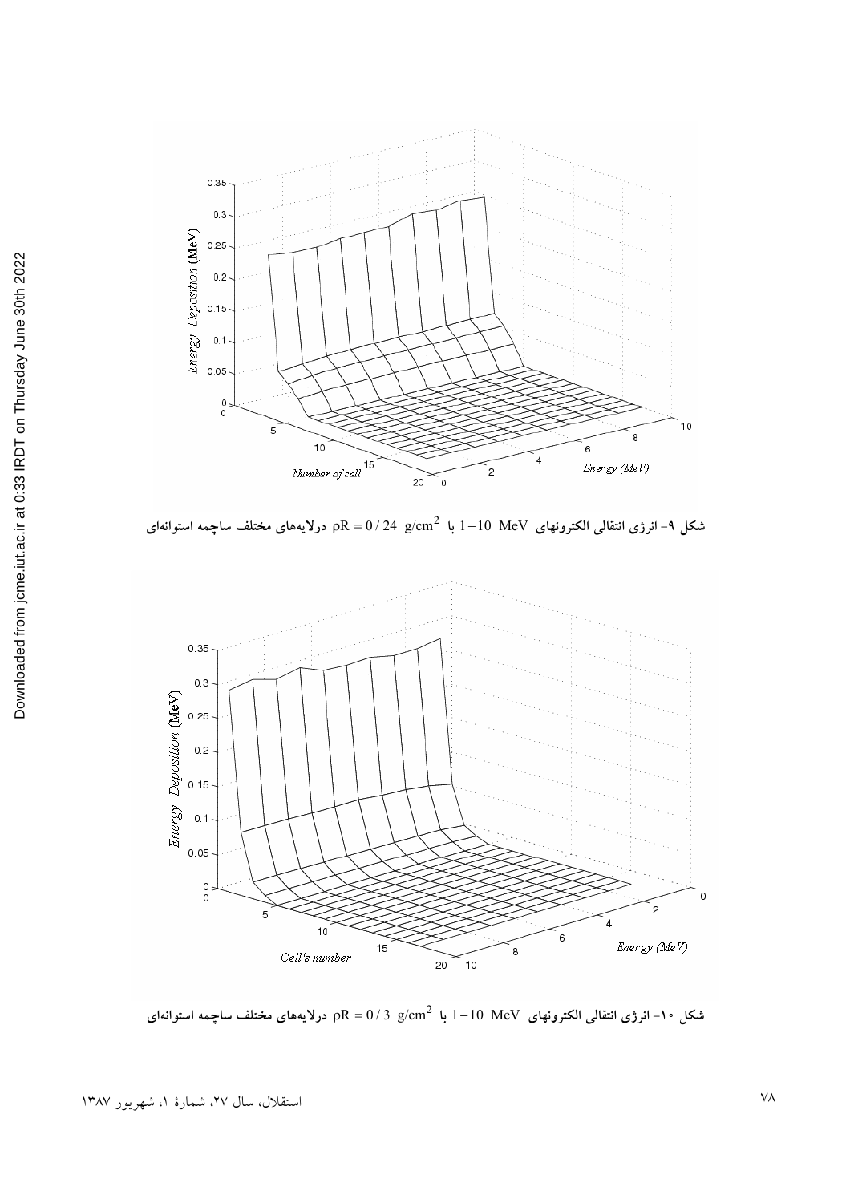شکل ۹- انرژی انتقالی الکترونهای $1-10$ MeV با $\rho R = 0/24$ $g/cm^2$ درلایه‌های مختلف ساچمه استوانه‌ای

شکل ۱۰- انرژی انتقالی الکترونهای $1-10$ MeV با $\rho R = 0/3$ $g/cm^2$ درلایه‌های مختلف ساچمه استوانه‌ای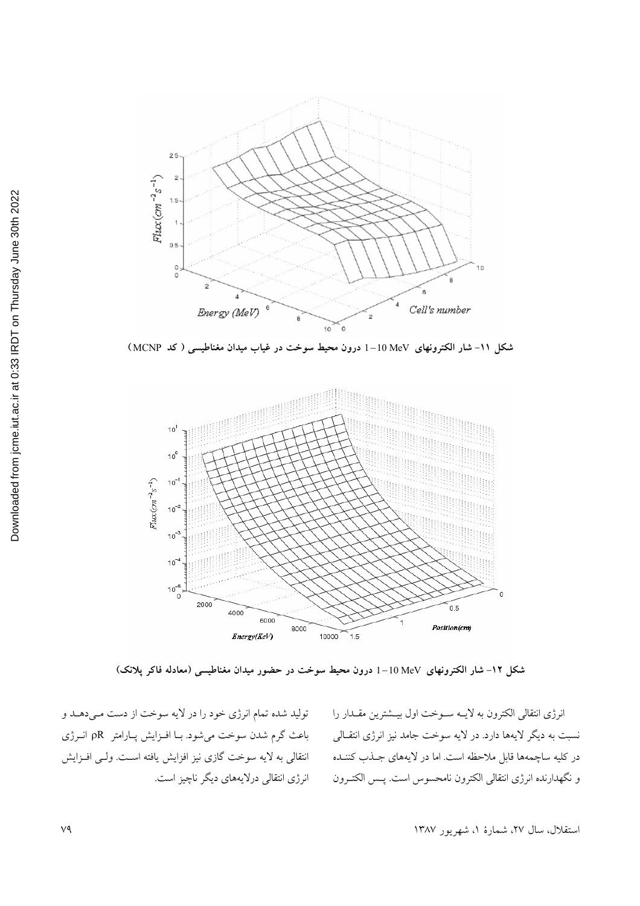شکل ۱۱- شار الکترونهای $1-10$ MeV درون محیط سوخت در غیاب میدان مغناطیسی ( کد MCNP)

شکل ۱۲- شار الکترونهای $1-10$ MeV درون محیط سوخت در حضور میدان مغناطیسی (معادله فاکر پلانک)

انرژی انتقالی الکترون به لایه سوخت اول بیشترین مقدار را نسبت به دیگر لایه‌ها دارد. در لایه سوخت جامد نیز انرژی انتقالی در کلیه ساچمه‌ها قابل ملاحظه است. اما در لایه‌های جذب کننده و نگهدارنده انرژی انتقالی الکترون نامحسوس است. پس الکترون تولید شده تمام انرژی خود را در لایه سوخت از دست می‌دهد و باعث گرم شدن سوخت می‌شود. با افزایش پارامتر $\rho R$ انرژی انتقالی به لایه سوخت گازی نیز افزایش یافته است. ولی افزایش انرژی انتقالی درلایه‌های دیگر ناچیز است.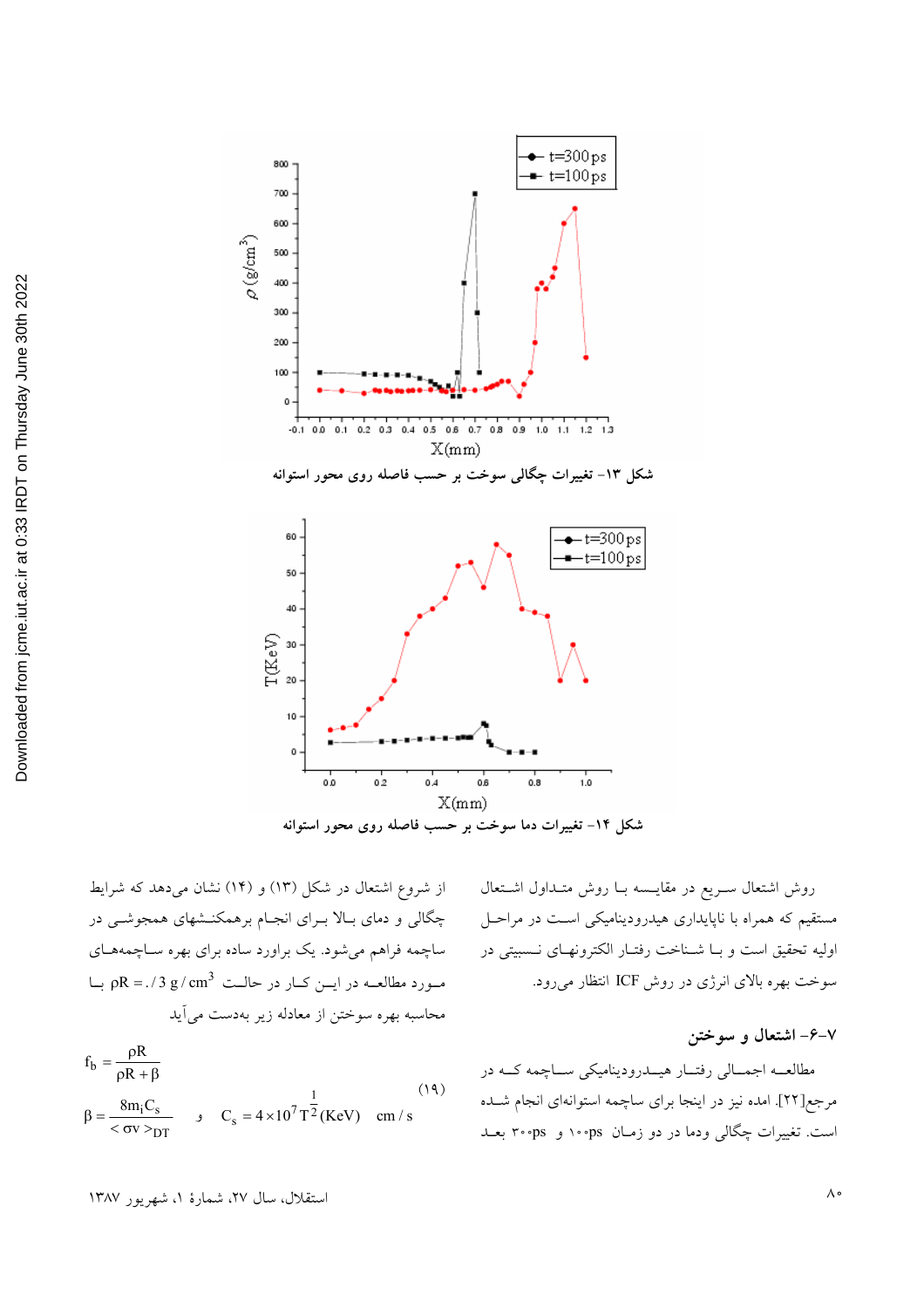شکل ۱۳- تغییرات چگالی سوخت بر حسب فاصله روی محور استوانه

شکل ۱۴- تغییرات دما سوخت بر حسب فاصله روی محور استوانه

روش اشتعال سریع در مقایسه با روش متداول اشتعال مستقیم که همراه با ناپایداری هیدرودینامیکی است در مراحل اولیه تحقیق است و با شناخت رفتار الکترونهای نسبیتی در سوخت بهره بالای انرژی در روش ICF انتظار می‌رود.

### ۷-۶- اشتعال و سوختن

مطالعه اجمالی رفتار هیدرودینامیکی ساچمه که در مرجع[۲۲] امده نیز در اینجا برای ساچمه استوانه‌ای انجام شده است. تغییرات چگالی ودما در دو زمان ۱۰۰ps و ۳۰۰ps بعد از شروع اشتعال در شکل (۱۳) و (۱۴) نشان می‌دهد که شرایط چگالی و دمای بالا برای انجام برهمکنشهای همجوشی در ساچمه فراهم می‌شود. یک براورد ساده برای بهره ساچمه‌های مورد مطالعه در این کار در حالت $\rho R = ./3\ g/cm^3$ با محاسبه بهره سوختن از معادله زیر به‌دست می‌آید

$$f_b = \frac{\rho R}{\rho R + \beta}$$

$$\beta = \frac{8 m_i C_s}{<\sigma v>_{DT}} \quad \text{و} \quad C_s = 4 \times 10^7 T^{\frac{1}{2}}(KeV) \quad cm/s \qquad (۱۹)$$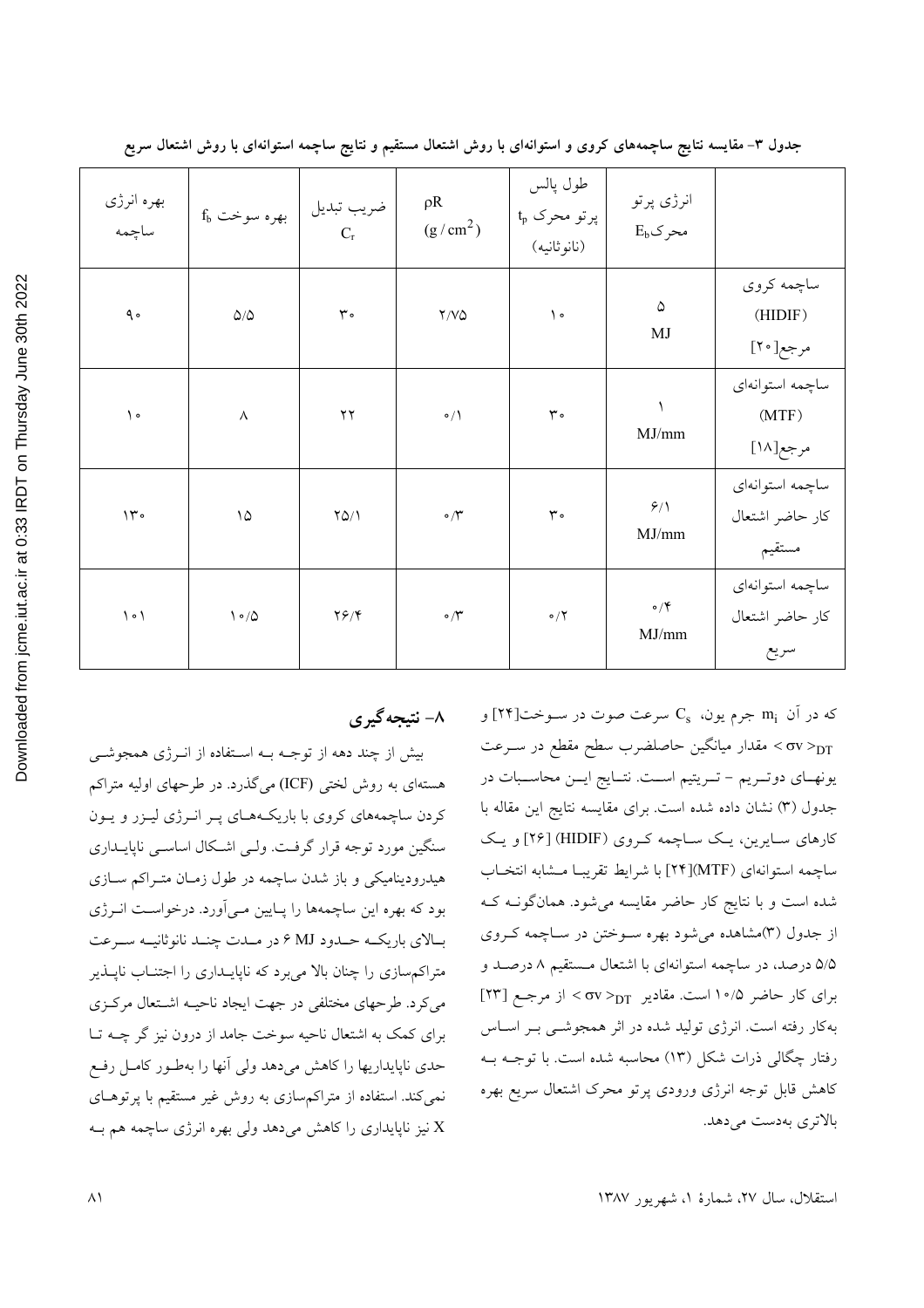جدول ۳- مقایسه نتایج ساچمه‌های کروی و استوانه‌ای با روش اشتعال مستقیم و نتایج ساچمه استوانه‌ای با روش اشتعال سریع

| | انرژی پرتو محرک $E_b$ | طول پالس پرتو محرک $t_p$ (نانوثانیه) | $\rho R$ $(g/cm^2)$ | ضریب تبدیل $C_r$ | بهره سوخت $f_b$ | بهره انرژی ساچمه |
|---|---|---|---|---|---|---|
| ساچمه کروی (HIDIF) مرجع[۲۰] | ۵ MJ | ۱۰ | ۲/۷۵ | ۳۰ | ۵/۵ | ۹۰ |
| ساچمه استوانه‌ای (MTF) مرجع[۱۸] | ۱ MJ/mm | ۳۰ | ۰/۱ | ۲۲ | ۸ | ۱۰ |
| ساچمه استوانه‌ای کار حاضر اشتعال مستقیم | ۶/۱ MJ/mm | ۳۰ | ۰/۳ | ۲۵/۱ | ۱۵ | ۱۳۰ |
| ساچمه استوانه‌ای کار حاضر اشتعال سریع | ۰/۴ MJ/mm | ۰/۲ | ۰/۳ | ۲۶/۴ | ۱۰/۵ | ۱۰۱ |

که در آن $m_i$ جرم یون، $C_s$ سرعت صوت در سوخت[۲۴] و $<\sigma v>_{DT}$ مقدار میانگین حاصلضرب سطح مقطع در سرعت یونهای دوتریم - تریتیم است. نتایج این محاسبات در جدول (۳) نشان داده شده است. برای مقایسه نتایج این مقاله با کارهای سایرین، یک ساچمه کروی (HIDIF) [۲۶] و یک ساچمه استوانه‌ای (MTF)[۲۴] با شرایط تقریبا مشابه انتخاب شده است و با نتایج کار حاضر مقایسه می‌شود. همانگونه که از جدول (۳)مشاهده می‌شود بهره سوختن در ساچمه کروی ۵/۵ درصد، در ساچمه استوانه‌ای با اشتعال مستقیم ۸ درصد و برای کار حاضر ۱۰/۵ است. مقادیر $<\sigma v>_{DT}$ از مرجع [۲۳] به‌کار رفته است. انرژی تولید شده در اثر همجوشی بر اساس رفتار چگالی ذرات شکل (۱۳) محاسبه شده است. با توجه به کاهش قابل توجه انرژی ورودی پرتو محرک اشتعال سریع بهره بالاتری به‌دست می‌دهد.

## ۸- نتیجه‌گیری

بیش از چند دهه از توجه به استفاده از انرژی همجوشی هسته‌ای به روش لختی (ICF) می‌گذرد. در طرحهای اولیه متراکم کردن ساچمه‌های کروی با باریکه‌های پر انرژی لیزر و یون سنگین مورد توجه قرار گرفت. ولی اشکال اساسی ناپایداری هیدرودینامیکی و باز شدن ساچمه در طول زمان متراکم سازی بود که بهره این ساچمه‌ها را پایین می‌آورد. درخواست انرژی بالای باریکه حدود ۶ MJ در مدت چند نانوثانیه سرعت متراکم‌سازی را چنان بالا می‌برد که ناپایداری را اجتناب ناپذیر می‌کرد. طرحهای مختلفی در جهت ایجاد ناحیه اشتعال مرکزی برای کمک به اشتعال ناحیه سوخت جامد از درون نیز گر چه تا حدی ناپایداریها را کاهش می‌دهد ولی آنها را به‌طور کامل رفع نمی‌کند. استفاده از متراکم‌سازی به روش غیر مستقیم با پرتوهای X نیز ناپایداری را کاهش می‌دهد ولی بهره انرژی ساچمه هم به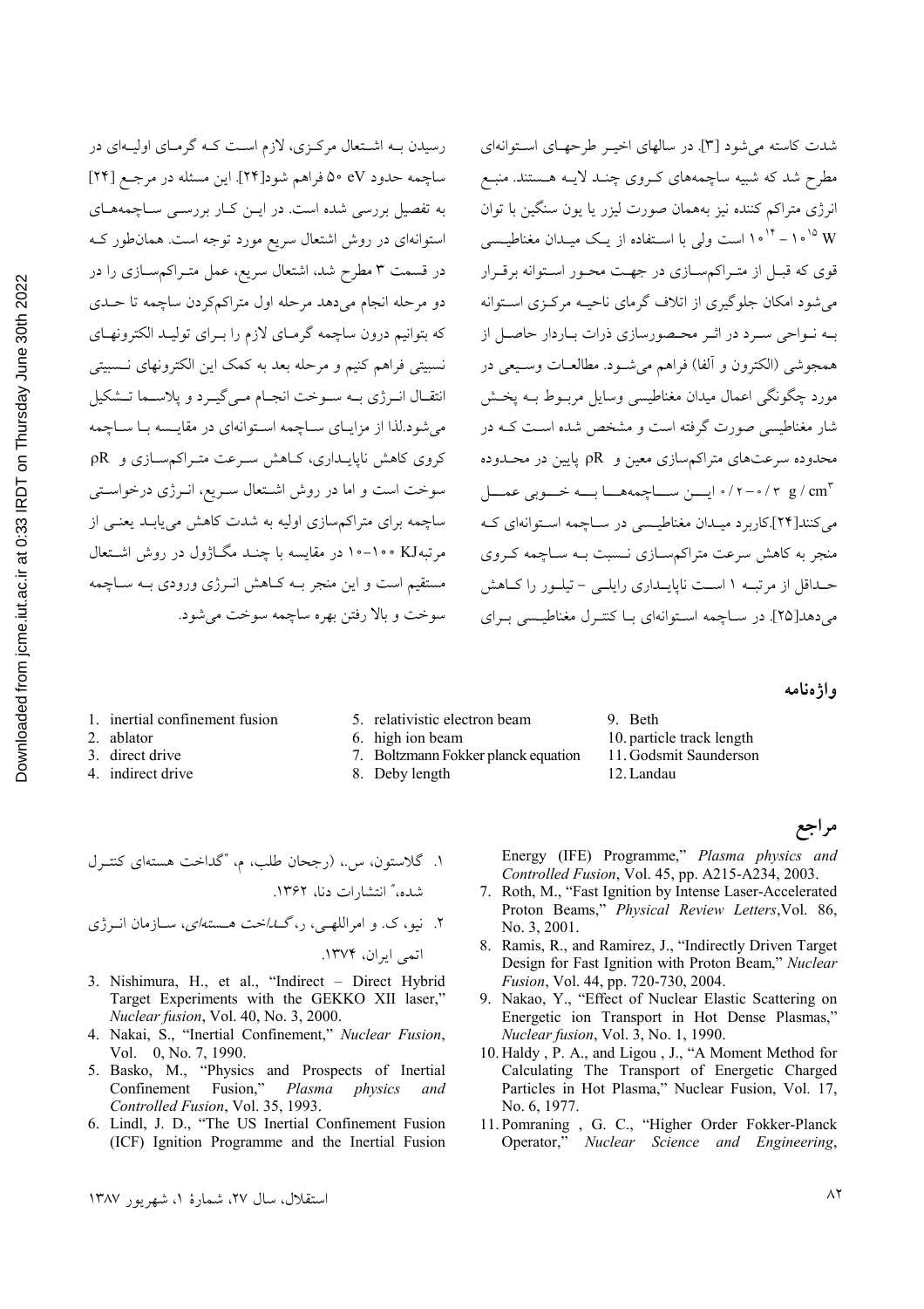شدت کاسته می‌شود [۳]. در سالهای اخیر طرحهای استوانه‌ای مطرح شد که شبیه ساچمه‌های کروی چند لایه هستند. منبع انرژی متراکم کننده نیز به‌همان صورت لیزر یا یون سنگین با توان $10^{15} - 10^{14}$ W است ولی با استفاده از یک میدان مغناطیسی قوی که قبل از متراکم‌سازی در جهت محور استوانه برقرار می‌شود امکان جلوگیری از اتلاف گرمای ناحیه مرکزی استوانه به نواحی سرد در اثر محصورسازی ذرات باردار حاصل از همجوشی (الکترون و آلفا) فراهم می‌شود. مطالعات وسیعی در مورد چگونگی اعمال میدان مغناطیسی وسایل مربوط به پخش شار مغناطیسی صورت گرفته است و مشخص شده است که در محدوده سرعتهای متراکم‌سازی معین و ρR پایین در محدوده $0/3 - 0/2$ g / $cm^3$ این ساچمه‌ها به خوبی عمل می‌کنند[۲۴].کاربرد میدان مغناطیسی در ساچمه استوانه‌ای که منجر به کاهش سرعت متراکم‌سازی نسبت به ساچمه کروی حداقل از مرتبه ۱ است ناپایداری رایلی – تیلور را کاهش می‌دهد[۲۵]. در ساچمه استوانه‌ای با کنترل مغناطیسی برای رسیدن به اشتعال مرکزی، لازم است که گرمای اولیه‌ای در ساچمه حدود ۵۰ eV فراهم شود[۲۴]. این مسئله در مرجع [۲۴] به تفصیل بررسی شده است. در این کار بررسی ساچمه‌های استوانه‌ای در روش اشتعال سریع مورد توجه است. همان‌طور که در قسمت ۳ مطرح شد، اشتعال سریع، عمل متراکم‌سازی را در دو مرحله انجام می‌دهد مرحله اول متراکم‌کردن ساچمه تا حدی که بتوانیم درون ساچمه گرمای لازم را برای تولید الکترونهای نسبیتی فراهم کنیم و مرحله بعد به کمک این الکترونهای نسبیتی انتقال انرژی به سوخت انجام می‌گیرد و پلاسما تشکیل می‌شود.لذا از مزایای ساچمه استوانه‌ای در مقایسه با ساچمه کروی کاهش ناپایداری، کاهش سرعت متراکم‌سازی و ρR سوخت است و اما در روش اشتعال سریع، انرژی درخواستی ساچمه برای متراکم‌سازی اولیه به شدت کاهش می‌یابد یعنی از مرتبه ۱۰۰–۱۰ KJ در مقایسه با چند مگاژول در روش اشتعال مستقیم است و این منجر به کاهش انرژی ورودی به ساچمه سوخت و بالا رفتن بهره ساچمه سوخت می‌شود.

## واژه‌نامه

1. inertial confinement fusion
2. ablator
3. direct drive
4. indirect drive
5. relativistic electron beam
6. high ion beam
7. Boltzmann Fokker planck equation
8. Deby length
9. Beth
10. particle track length
11. Godsmit Saunderson
12. Landau

## مراجع

۱. گلاستون، س.، (رجحان طلب، م، "گداخت هسته‌ای کنترل شده،" انتشارات دنا، ۱۳۶۲.

۲. نیو، ک. و امراللهی، ر، *گداخت هسته‌ای*، سازمان انرژی اتمی ایران، ۱۳۷۴.

3. Nishimura, H., et al., "Indirect – Direct Hybrid Target Experiments with the GEKKO XII laser," *Nuclear fusion*, Vol. 40, No. 3, 2000.
4. Nakai, S., "Inertial Confinement," *Nuclear Fusion*, Vol. 0, No. 7, 1990.
5. Basko, M., "Physics and Prospects of Inertial Confinement Fusion," *Plasma physics and Controlled Fusion*, Vol. 35, 1993.
6. Lindl, J. D., "The US Inertial Confinement Fusion (ICF) Ignition Programme and the Inertial Fusion Energy (IFE) Programme," *Plasma physics and Controlled Fusion*, Vol. 45, pp. A215-A234, 2003.
7. Roth, M., "Fast Ignition by Intense Laser-Accelerated Proton Beams," *Physical Review Letters*,Vol. 86, No. 3, 2001.
8. Ramis, R., and Ramirez, J., "Indirectly Driven Target Design for Fast Ignition with Proton Beam," *Nuclear Fusion*, Vol. 44, pp. 720-730, 2004.
9. Nakao, Y., "Effect of Nuclear Elastic Scattering on Energetic ion Transport in Hot Dense Plasmas," *Nuclear fusion*, Vol. 3, No. 1, 1990.
10. Haldy , P. A., and Ligou , J., "A Moment Method for Calculating The Transport of Energetic Charged Particles in Hot Plasma," Nuclear Fusion, Vol. 17, No. 6, 1977.
11. Pomraning , G. C., "Higher Order Fokker-Planck Operator," *Nuclear Science and Engineering*,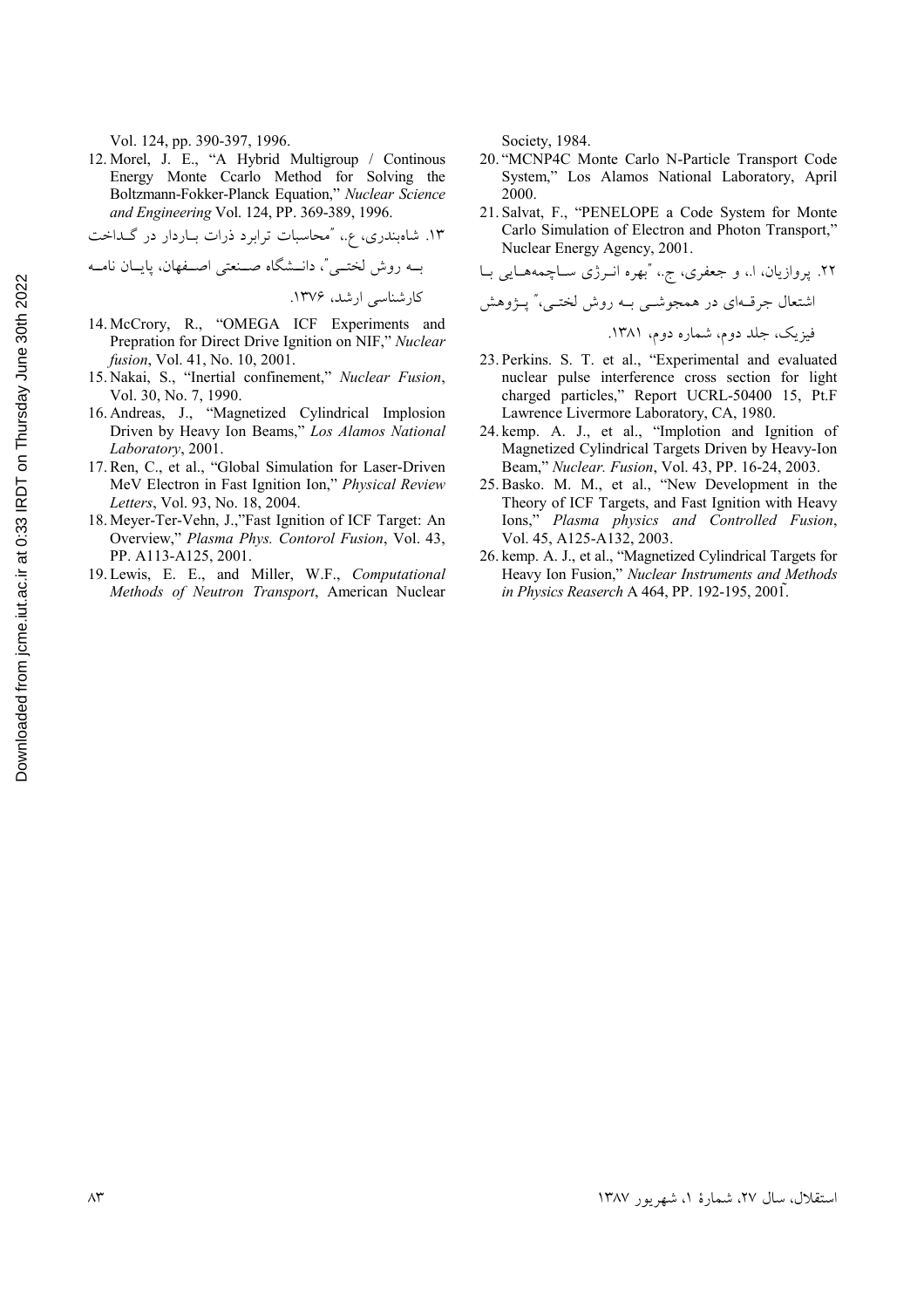Vol. 124, pp. 390-397, 1996.

12. Morel, J. E., "A Hybrid Multigroup / Continous Energy Monte Ccarlo Method for Solving the Boltzmann-Fokker-Planck Equation," *Nuclear Science and Engineering* Vol. 124, PP. 369-389, 1996.

۱۳. شاه‌بندری، ع.، "محاسبات ترابرد ذرات باردار در گداخت به روش لختی"، دانشگاه صنعتی اصفهان، پایان نامه کارشناسی ارشد، ۱۳۷۶.

14. McCrory, R., "OMEGA ICF Experiments and Prepration for Direct Drive Ignition on NIF," *Nuclear fusion*, Vol. 41, No. 10, 2001.

15. Nakai, S., "Inertial confinement," *Nuclear Fusion*, Vol. 30, No. 7, 1990.

16. Andreas, J., "Magnetized Cylindrical Implosion Driven by Heavy Ion Beams," *Los Alamos National Laboratory*, 2001.

17. Ren, C., et al., "Global Simulation for Laser-Driven MeV Electron in Fast Ignition Ion," *Physical Review Letters*, Vol. 93, No. 18, 2004.

18. Meyer-Ter-Vehn, J.,"Fast Ignition of ICF Target: An Overview," *Plasma Phys. Contorol Fusion*, Vol. 43, PP. A113-A125, 2001.

19. Lewis, E. E., and Miller, W.F., *Computational Methods of Neutron Transport*, American Nuclear Society, 1984.

20. "MCNP4C Monte Carlo N-Particle Transport Code System," Los Alamos National Laboratory, April 2000.

21. Salvat, F., "PENELOPE a Code System for Monte Carlo Simulation of Electron and Photon Transport," Nuclear Energy Agency, 2001.

۲۲. پروازیان، ا.، و جعفری، ج.، "بهره انرژی ساچمه‌هایی با اشتعال جرقه‌ای در همجوشی به روش لختی،" پژوهش فیزیک، جلد دوم، شماره دوم، ۱۳۸۱.

23. Perkins. S. T. et al., "Experimental and evaluated nuclear pulse interference cross section for light charged particles," Report UCRL-50400 15, Pt.F Lawrence Livermore Laboratory, CA, 1980.

24. kemp. A. J., et al., "Implotion and Ignition of Magnetized Cylindrical Targets Driven by Heavy-Ion Beam," *Nuclear. Fusion*, Vol. 43, PP. 16-24, 2003.

25. Basko. M. M., et al., "New Development in the Theory of ICF Targets, and Fast Ignition with Heavy Ions," *Plasma physics and Controlled Fusion*, Vol. 45, A125-A132, 2003.

26. kemp. A. J., et al., "Magnetized Cylindrical Targets for Heavy Ion Fusion," *Nuclear Instruments and Methods in Physics Reaserch* A 464, PP. 192-195, 2001.